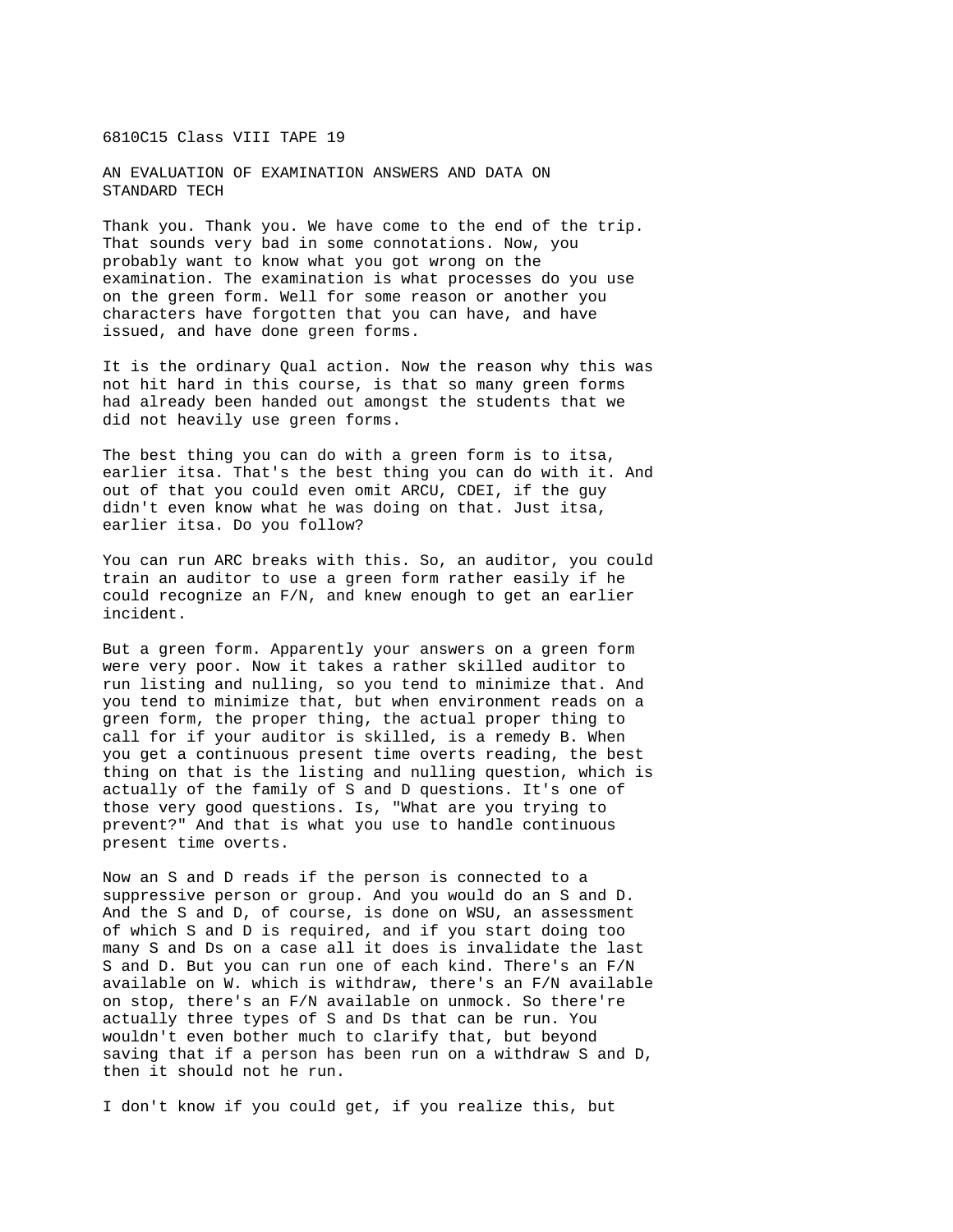6810C15 Class VIII TAPE 19

# AN EVALUATION OF EXAMINATION ANSWERS AND DATA ON STANDARD TECH

Thank you. Thank you. We have come to the end of the trip. That sounds very bad in some connotations. Now, you probably want to know what you got wrong on the examination. The examination is what processes do you use on the green form. Well for some reason or another you characters have forgotten that you can have, and have issued, and have done green forms.

It is the ordinary Qual action. Now the reason why this was not hit hard in this course, is that so many green forms had already been handed out amongst the students that we did not heavily use green forms.

The best thing you can do with a green form is to itsa, earlier itsa. That's the best thing you can do with it. And out of that you could even omit ARCU, CDEI, if the guy didn't even know what he was doing on that. Just itsa, earlier itsa. Do you follow?

You can run ARC breaks with this. So, an auditor, you could train an auditor to use a green form rather easily if he could recognize an F/N, and knew enough to get an earlier incident.

But a green form. Apparently your answers on a green form were very poor. Now it takes a rather skilled auditor to run listing and nulling, so you tend to minimize that. And you tend to minimize that, but when environment reads on a green form, the proper thing, the actual proper thing to call for if your auditor is skilled, is a remedy B. When you get a continuous present time overts reading, the best thing on that is the listing and nulling question, which is actually of the family of S and D questions. It's one of those very good questions. Is, "What are you trying to prevent?" And that is what you use to handle continuous present time overts.

Now an S and D reads if the person is connected to a suppressive person or group. And you would do an S and D. And the S and D, of course, is done on WSU, an assessment of which S and D is required, and if you start doing too many S and Ds on a case all it does is invalidate the last S and D. But you can run one of each kind. There's an F/N available on W. which is withdraw, there's an F/N available on stop, there's an F/N available on unmock. So there're actually three types of S and Ds that can be run. You wouldn't even bother much to clarify that, but beyond saving that if a person has been run on a withdraw S and D, then it should not he run.

I don't know if you could get, if you realize this, but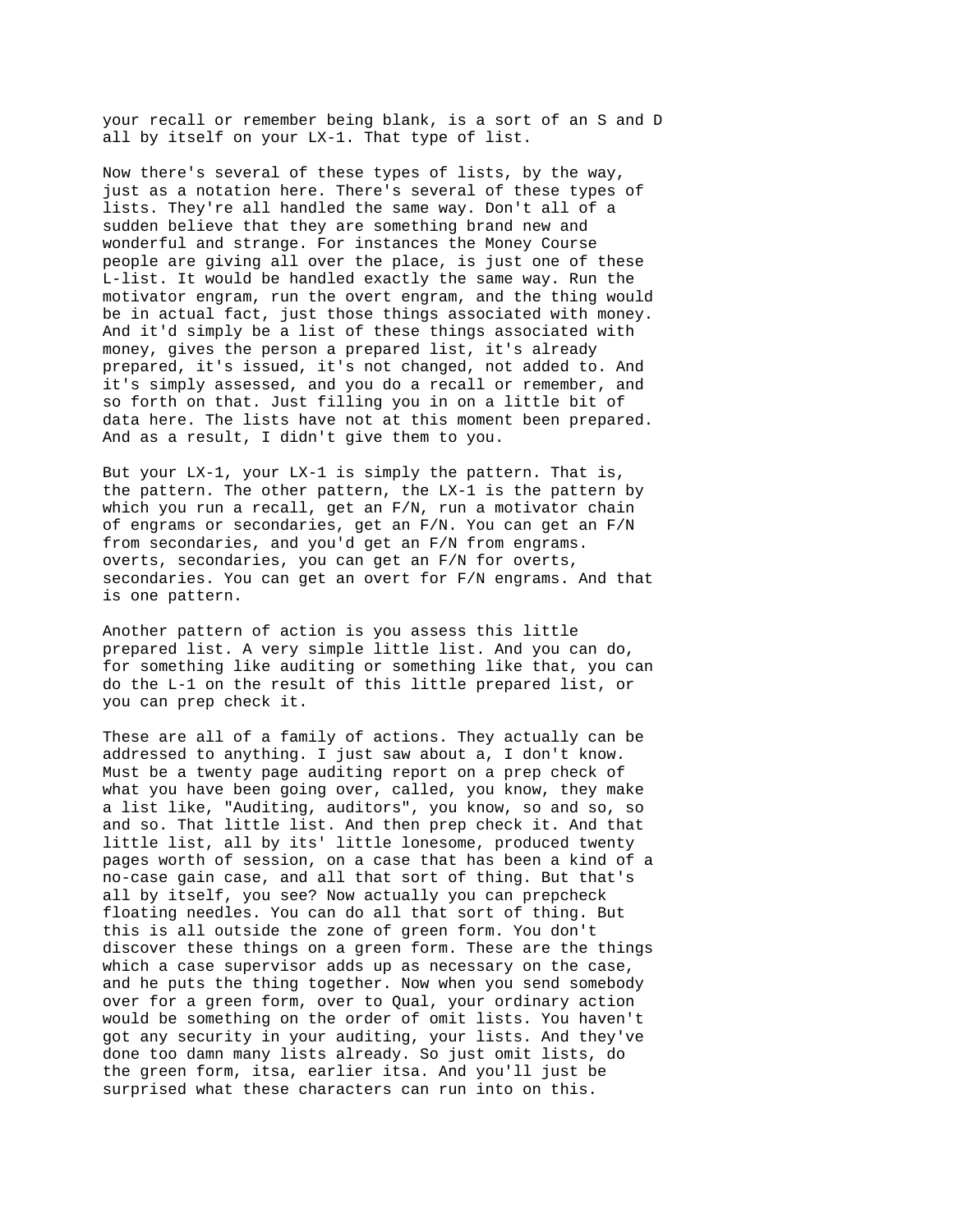your recall or remember being blank, is a sort of an S and D all by itself on your LX-1. That type of list.

Now there's several of these types of lists, by the way, just as a notation here. There's several of these types of lists. They're all handled the same way. Don't all of a sudden believe that they are something brand new and wonderful and strange. For instances the Money Course people are giving all over the place, is just one of these L-list. It would be handled exactly the same way. Run the motivator engram, run the overt engram, and the thing would be in actual fact, just those things associated with money. And it'd simply be a list of these things associated with money, gives the person a prepared list, it's already prepared, it's issued, it's not changed, not added to. And it's simply assessed, and you do a recall or remember, and so forth on that. Just filling you in on a little bit of data here. The lists have not at this moment been prepared. And as a result, I didn't give them to you.

But your LX-1, your LX-1 is simply the pattern. That is, the pattern. The other pattern, the LX-1 is the pattern by which you run a recall, get an F/N, run a motivator chain of engrams or secondaries, get an F/N. You can get an F/N from secondaries, and you'd get an F/N from engrams. overts, secondaries, you can get an F/N for overts, secondaries. You can get an overt for F/N engrams. And that is one pattern.

Another pattern of action is you assess this little prepared list. A very simple little list. And you can do, for something like auditing or something like that, you can do the L-1 on the result of this little prepared list, or you can prep check it.

These are all of a family of actions. They actually can be addressed to anything. I just saw about a, I don't know. Must be a twenty page auditing report on a prep check of what you have been going over, called, you know, they make a list like, "Auditing, auditors", you know, so and so, so and so. That little list. And then prep check it. And that little list, all by its' little lonesome, produced twenty pages worth of session, on a case that has been a kind of a no-case gain case, and all that sort of thing. But that's all by itself, you see? Now actually you can prepcheck floating needles. You can do all that sort of thing. But this is all outside the zone of green form. You don't discover these things on a green form. These are the things which a case supervisor adds up as necessary on the case, and he puts the thing together. Now when you send somebody over for a green form, over to Qual, your ordinary action would be something on the order of omit lists. You haven't got any security in your auditing, your lists. And they've done too damn many lists already. So just omit lists, do the green form, itsa, earlier itsa. And you'll just be surprised what these characters can run into on this.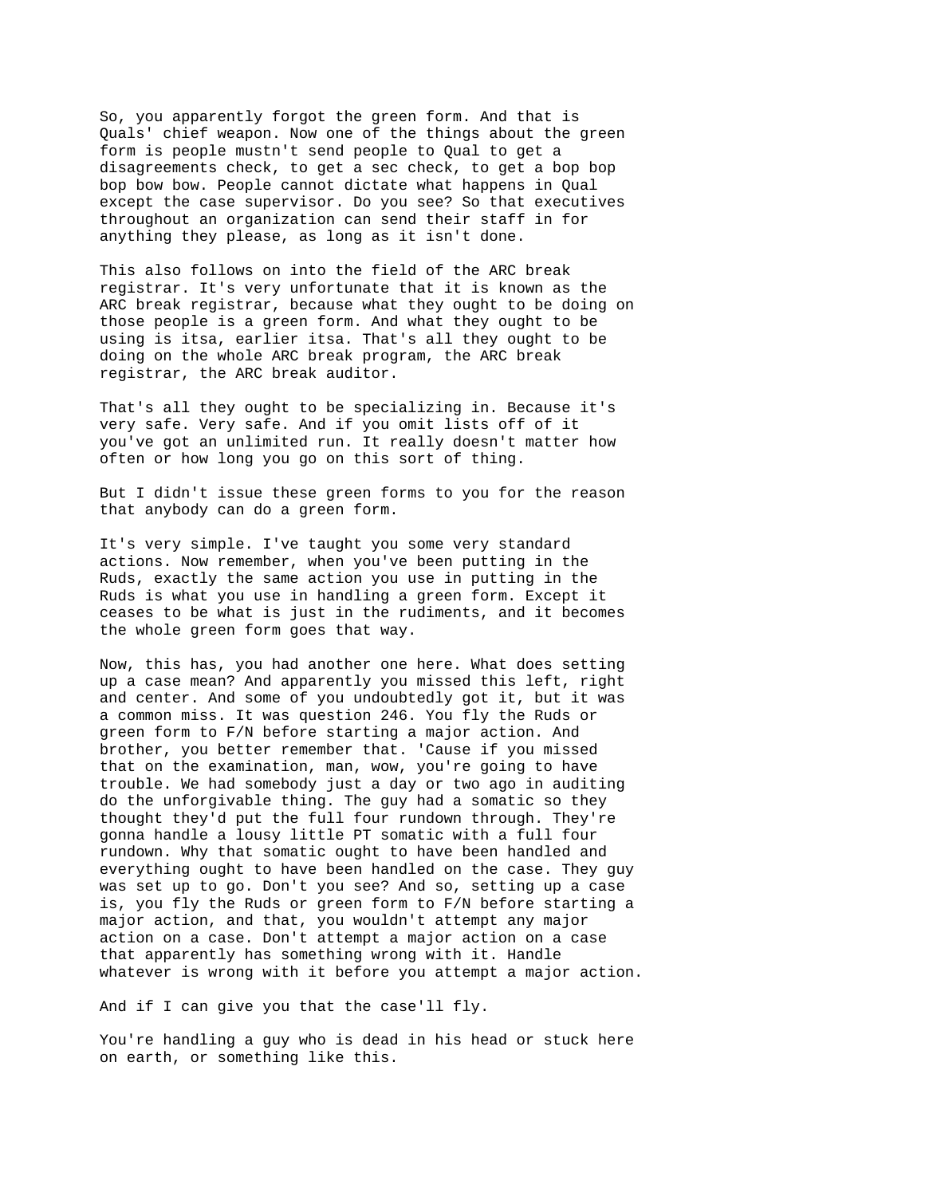So, you apparently forgot the green form. And that is Quals' chief weapon. Now one of the things about the green form is people mustn't send people to Qual to get a disagreements check, to get a sec check, to get a bop bop bop bow bow. People cannot dictate what happens in Qual except the case supervisor. Do you see? So that executives throughout an organization can send their staff in for anything they please, as long as it isn't done.

This also follows on into the field of the ARC break registrar. It's very unfortunate that it is known as the ARC break registrar, because what they ought to be doing on those people is a green form. And what they ought to be using is itsa, earlier itsa. That's all they ought to be doing on the whole ARC break program, the ARC break registrar, the ARC break auditor.

That's all they ought to be specializing in. Because it's very safe. Very safe. And if you omit lists off of it you've got an unlimited run. It really doesn't matter how often or how long you go on this sort of thing.

But I didn't issue these green forms to you for the reason that anybody can do a green form.

It's very simple. I've taught you some very standard actions. Now remember, when you've been putting in the Ruds, exactly the same action you use in putting in the Ruds is what you use in handling a green form. Except it ceases to be what is just in the rudiments, and it becomes the whole green form goes that way.

Now, this has, you had another one here. What does setting up a case mean? And apparently you missed this left, right and center. And some of you undoubtedly got it, but it was a common miss. It was question 246. You fly the Ruds or green form to F/N before starting a major action. And brother, you better remember that. 'Cause if you missed that on the examination, man, wow, you're going to have trouble. We had somebody just a day or two ago in auditing do the unforgivable thing. The guy had a somatic so they thought they'd put the full four rundown through. They're gonna handle a lousy little PT somatic with a full four rundown. Why that somatic ought to have been handled and everything ought to have been handled on the case. They guy was set up to go. Don't you see? And so, setting up a case is, you fly the Ruds or green form to F/N before starting a major action, and that, you wouldn't attempt any major action on a case. Don't attempt a major action on a case that apparently has something wrong with it. Handle whatever is wrong with it before you attempt a major action.

And if I can give you that the case'll fly.

You're handling a guy who is dead in his head or stuck here on earth, or something like this.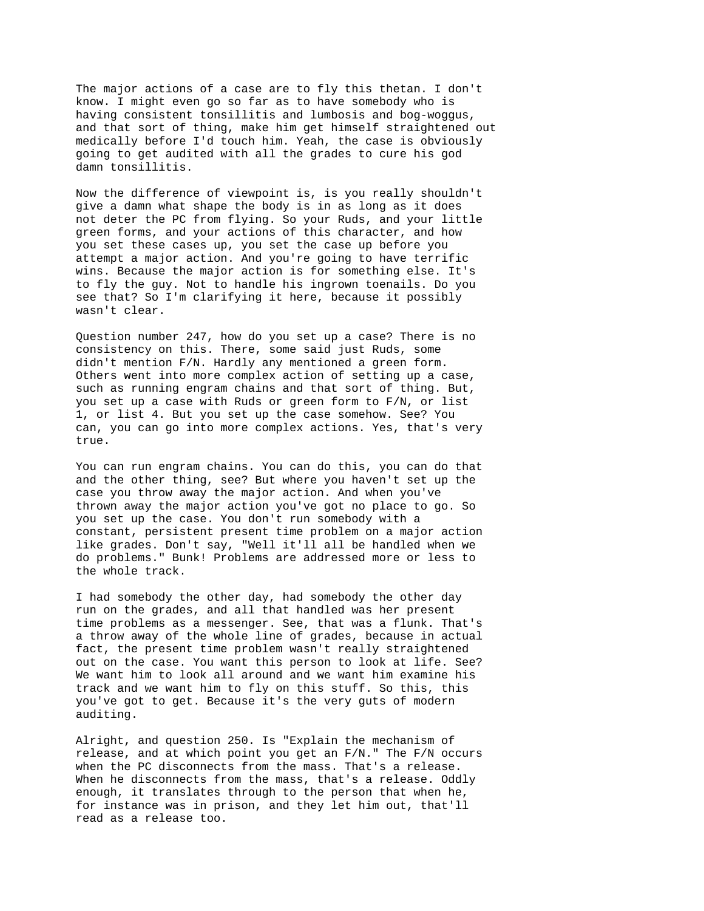The major actions of a case are to fly this thetan. I don't know. I might even go so far as to have somebody who is having consistent tonsillitis and lumbosis and bog-woggus, and that sort of thing, make him get himself straightened out medically before I'd touch him. Yeah, the case is obviously going to get audited with all the grades to cure his god damn tonsillitis.

Now the difference of viewpoint is, is you really shouldn't give a damn what shape the body is in as long as it does not deter the PC from flying. So your Ruds, and your little green forms, and your actions of this character, and how you set these cases up, you set the case up before you attempt a major action. And you're going to have terrific wins. Because the major action is for something else. It's to fly the guy. Not to handle his ingrown toenails. Do you see that? So I'm clarifying it here, because it possibly wasn't clear.

Question number 247, how do you set up a case? There is no consistency on this. There, some said just Ruds, some didn't mention F/N. Hardly any mentioned a green form. Others went into more complex action of setting up a case, such as running engram chains and that sort of thing. But, you set up a case with Ruds or green form to F/N, or list 1, or list 4. But you set up the case somehow. See? You can, you can go into more complex actions. Yes, that's very true.

You can run engram chains. You can do this, you can do that and the other thing, see? But where you haven't set up the case you throw away the major action. And when you've thrown away the major action you've got no place to go. So you set up the case. You don't run somebody with a constant, persistent present time problem on a major action like grades. Don't say, "Well it'll all be handled when we do problems." Bunk! Problems are addressed more or less to the whole track.

I had somebody the other day, had somebody the other day run on the grades, and all that handled was her present time problems as a messenger. See, that was a flunk. That's a throw away of the whole line of grades, because in actual fact, the present time problem wasn't really straightened out on the case. You want this person to look at life. See? We want him to look all around and we want him examine his track and we want him to fly on this stuff. So this, this you've got to get. Because it's the very guts of modern auditing.

Alright, and question 250. Is "Explain the mechanism of release, and at which point you get an F/N." The F/N occurs when the PC disconnects from the mass. That's a release. When he disconnects from the mass, that's a release. Oddly enough, it translates through to the person that when he, for instance was in prison, and they let him out, that'll read as a release too.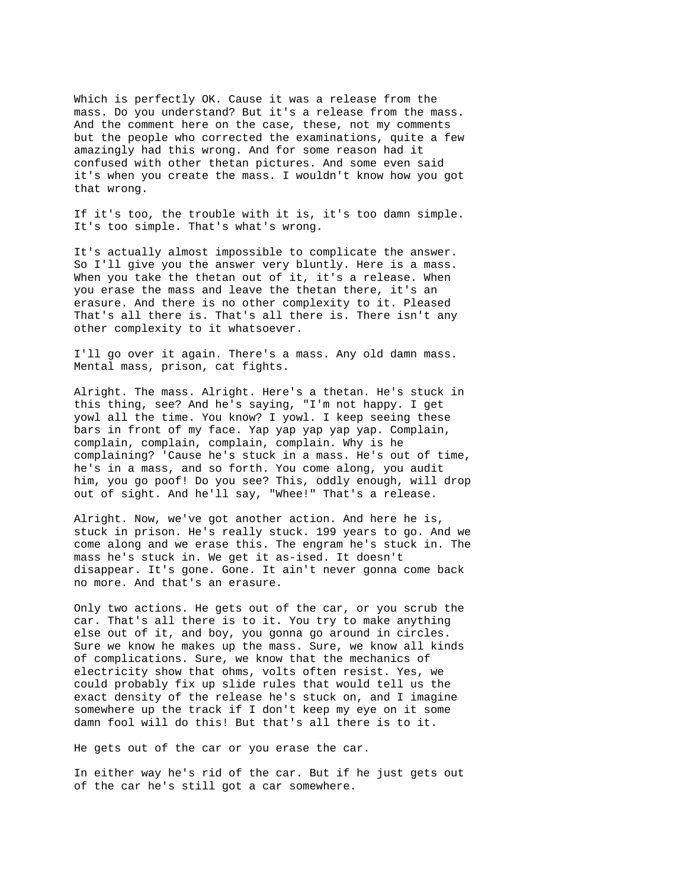Which is perfectly OK. Cause it was a release from the mass. Do you understand? But it's a release from the mass. And the comment here on the case, these, not my comments but the people who corrected the examinations, quite a few amazingly had this wrong. And for some reason had it confused with other thetan pictures. And some even said it's when you create the mass. I wouldn't know how you got that wrong.

If it's too, the trouble with it is, it's too damn simple. It's too simple. That's what's wrong.

It's actually almost impossible to complicate the answer. So I'll give you the answer very bluntly. Here is a mass. When you take the thetan out of it, it's a release. When you erase the mass and leave the thetan there, it's an erasure. And there is no other complexity to it. Pleased That's all there is. That's all there is. There isn't any other complexity to it whatsoever.

I'll go over it again. There's a mass. Any old damn mass. Mental mass, prison, cat fights.

Alright. The mass. Alright. Here's a thetan. He's stuck in this thing, see? And he's saying, "I'm not happy. I get yowl all the time. You know? I yowl. I keep seeing these bars in front of my face. Yap yap yap yap yap. Complain, complain, complain, complain, complain. Why is he complaining? 'Cause he's stuck in a mass. He's out of time, he's in a mass, and so forth. You come along, you audit him, you go poof! Do you see? This, oddly enough, will drop out of sight. And he'll say, "Whee!" That's a release.

Alright. Now, we've got another action. And here he is, stuck in prison. He's really stuck. 199 years to go. And we come along and we erase this. The engram he's stuck in. The mass he's stuck in. We get it as-ised. It doesn't disappear. It's gone. Gone. It ain't never gonna come back no more. And that's an erasure.

Only two actions. He gets out of the car, or you scrub the car. That's all there is to it. You try to make anything else out of it, and boy, you gonna go around in circles. Sure we know he makes up the mass. Sure, we know all kinds of complications. Sure, we know that the mechanics of electricity show that ohms, volts often resist. Yes, we could probably fix up slide rules that would tell us the exact density of the release he's stuck on, and I imagine somewhere up the track if I don't keep my eye on it some damn fool will do this! But that's all there is to it.

He gets out of the car or you erase the car.

In either way he's rid of the car. But if he just gets out of the car he's still got a car somewhere.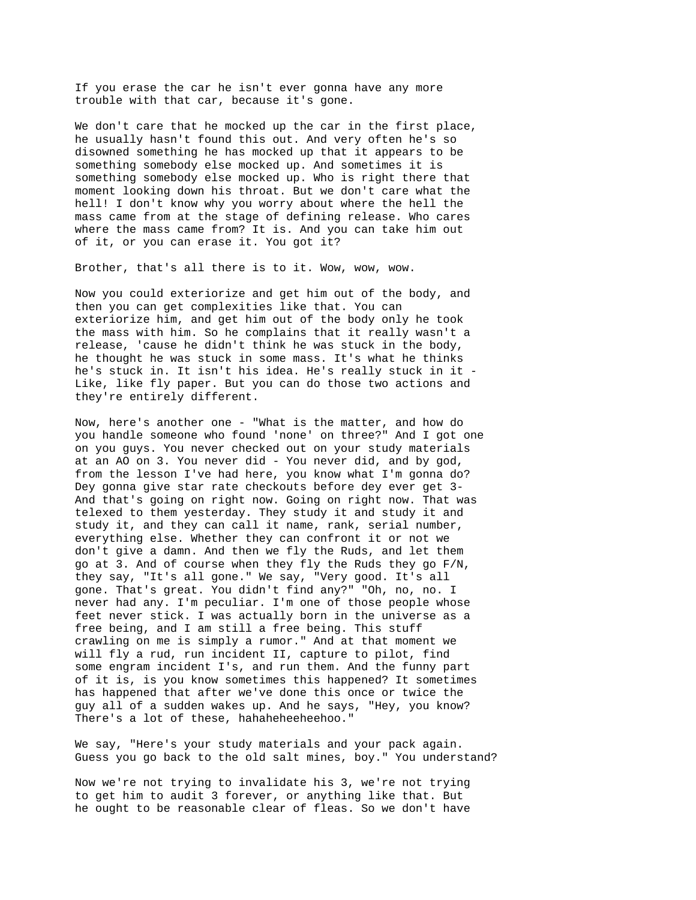If you erase the car he isn't ever gonna have any more trouble with that car, because it's gone.

We don't care that he mocked up the car in the first place, he usually hasn't found this out. And very often he's so disowned something he has mocked up that it appears to be something somebody else mocked up. And sometimes it is something somebody else mocked up. Who is right there that moment looking down his throat. But we don't care what the hell! I don't know why you worry about where the hell the mass came from at the stage of defining release. Who cares where the mass came from? It is. And you can take him out of it, or you can erase it. You got it?

Brother, that's all there is to it. Wow, wow, wow.

Now you could exteriorize and get him out of the body, and then you can get complexities like that. You can exteriorize him, and get him out of the body only he took the mass with him. So he complains that it really wasn't a release, 'cause he didn't think he was stuck in the body, he thought he was stuck in some mass. It's what he thinks he's stuck in. It isn't his idea. He's really stuck in it - Like, like fly paper. But you can do those two actions and they're entirely different.

Now, here's another one - "What is the matter, and how do you handle someone who found 'none' on three?" And I got one on you guys. You never checked out on your study materials at an AO on 3. You never did - You never did, and by god, from the lesson I've had here, you know what I'm gonna do? Dey gonna give star rate checkouts before dey ever get 3- And that's going on right now. Going on right now. That was telexed to them yesterday. They study it and study it and study it, and they can call it name, rank, serial number, everything else. Whether they can confront it or not we don't give a damn. And then we fly the Ruds, and let them go at 3. And of course when they fly the Ruds they go F/N, they say, "It's all gone." We say, "Very good. It's all gone. That's great. You didn't find any?" "Oh, no, no. I never had any. I'm peculiar. I'm one of those people whose feet never stick. I was actually born in the universe as a free being, and I am still a free being. This stuff crawling on me is simply a rumor." And at that moment we will fly a rud, run incident II, capture to pilot, find some engram incident I's, and run them. And the funny part of it is, is you know sometimes this happened? It sometimes has happened that after we've done this once or twice the guy all of a sudden wakes up. And he says, "Hey, you know? There's a lot of these, hahaheheeheehoo."

We say, "Here's your study materials and your pack again. Guess you go back to the old salt mines, boy." You understand?

Now we're not trying to invalidate his 3, we're not trying to get him to audit 3 forever, or anything like that. But he ought to be reasonable clear of fleas. So we don't have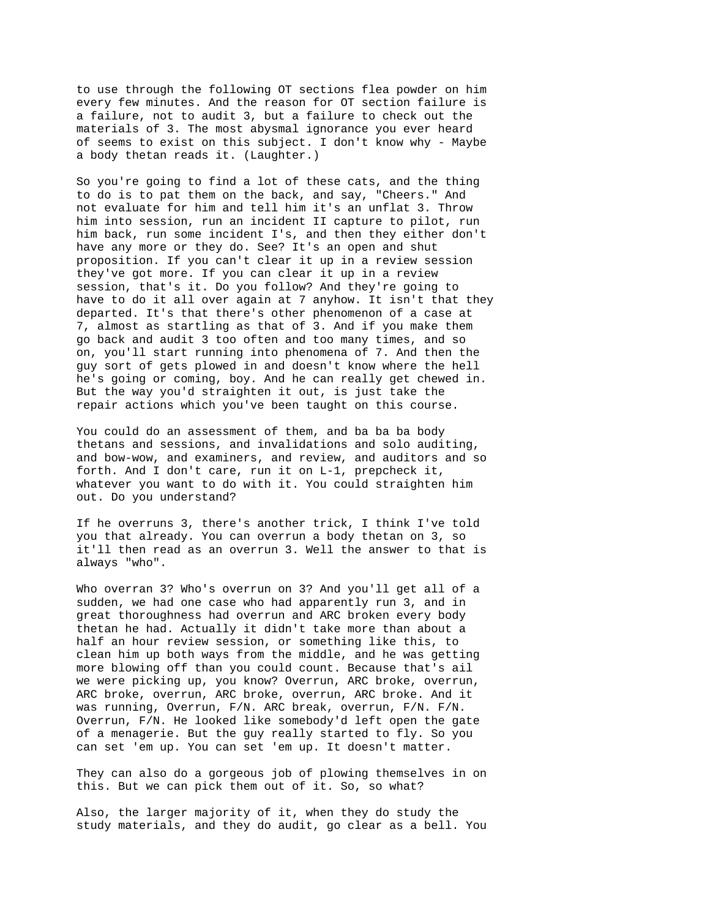to use through the following OT sections flea powder on him every few minutes. And the reason for OT section failure is a failure, not to audit 3, but a failure to check out the materials of 3. The most abysmal ignorance you ever heard of seems to exist on this subject. I don't know why - Maybe a body thetan reads it. (Laughter.)

So you're going to find a lot of these cats, and the thing to do is to pat them on the back, and say, "Cheers." And not evaluate for him and tell him it's an unflat 3. Throw him into session, run an incident II capture to pilot, run him back, run some incident I's, and then they either don't have any more or they do. See? It's an open and shut proposition. If you can't clear it up in a review session they've got more. If you can clear it up in a review session, that's it. Do you follow? And they're going to have to do it all over again at 7 anyhow. It isn't that they departed. It's that there's other phenomenon of a case at 7, almost as startling as that of 3. And if you make them go back and audit 3 too often and too many times, and so on, you'll start running into phenomena of 7. And then the guy sort of gets plowed in and doesn't know where the hell he's going or coming, boy. And he can really get chewed in. But the way you'd straighten it out, is just take the repair actions which you've been taught on this course.

You could do an assessment of them, and ba ba ba body thetans and sessions, and invalidations and solo auditing, and bow-wow, and examiners, and review, and auditors and so forth. And I don't care, run it on L-1, prepcheck it, whatever you want to do with it. You could straighten him out. Do you understand?

If he overruns 3, there's another trick, I think I've told you that already. You can overrun a body thetan on 3, so it'll then read as an overrun 3. Well the answer to that is always "who".

Who overran 3? Who's overrun on 3? And you'll get all of a sudden, we had one case who had apparently run 3, and in great thoroughness had overrun and ARC broken every body thetan he had. Actually it didn't take more than about a half an hour review session, or something like this, to clean him up both ways from the middle, and he was getting more blowing off than you could count. Because that's ail we were picking up, you know? Overrun, ARC broke, overrun, ARC broke, overrun, ARC broke, overrun, ARC broke. And it was running, Overrun, F/N. ARC break, overrun, F/N. F/N. Overrun, F/N. He looked like somebody'd left open the gate of a menagerie. But the guy really started to fly. So you can set 'em up. You can set 'em up. It doesn't matter.

They can also do a gorgeous job of plowing themselves in on this. But we can pick them out of it. So, so what?

Also, the larger majority of it, when they do study the study materials, and they do audit, go clear as a bell. You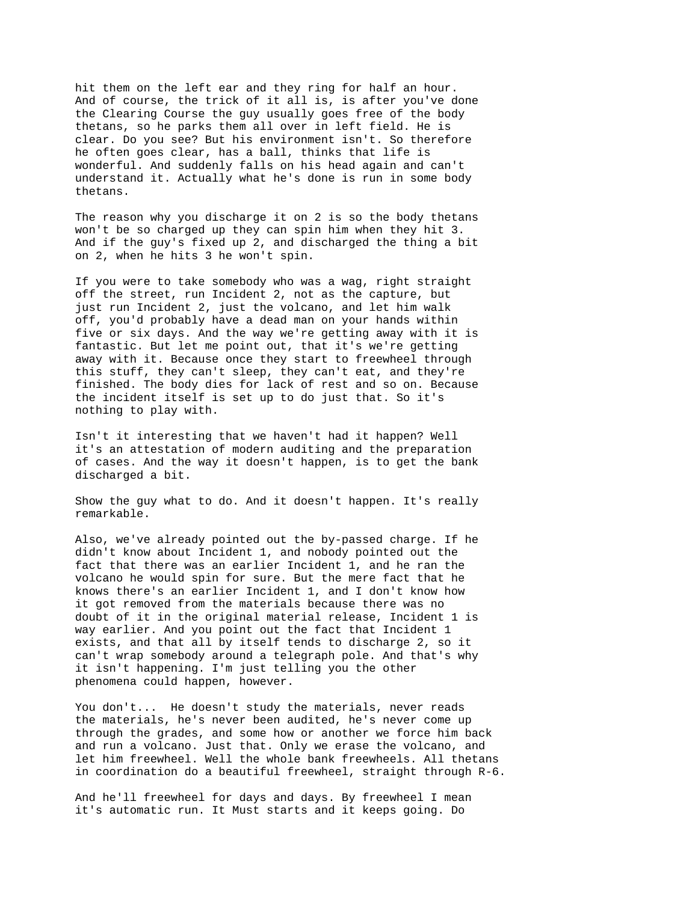hit them on the left ear and they ring for half an hour. And of course, the trick of it all is, is after you've done the Clearing Course the guy usually goes free of the body thetans, so he parks them all over in left field. He is clear. Do you see? But his environment isn't. So therefore he often goes clear, has a ball, thinks that life is wonderful. And suddenly falls on his head again and can't understand it. Actually what he's done is run in some body thetans.

The reason why you discharge it on 2 is so the body thetans won't be so charged up they can spin him when they hit 3. And if the guy's fixed up 2, and discharged the thing a bit on 2, when he hits 3 he won't spin.

If you were to take somebody who was a wag, right straight off the street, run Incident 2, not as the capture, but just run Incident 2, just the volcano, and let him walk off, you'd probably have a dead man on your hands within five or six days. And the way we're getting away with it is fantastic. But let me point out, that it's we're getting away with it. Because once they start to freewheel through this stuff, they can't sleep, they can't eat, and they're finished. The body dies for lack of rest and so on. Because the incident itself is set up to do just that. So it's nothing to play with.

Isn't it interesting that we haven't had it happen? Well it's an attestation of modern auditing and the preparation of cases. And the way it doesn't happen, is to get the bank discharged a bit.

Show the guy what to do. And it doesn't happen. It's really remarkable.

Also, we've already pointed out the by-passed charge. If he didn't know about Incident 1, and nobody pointed out the fact that there was an earlier Incident 1, and he ran the volcano he would spin for sure. But the mere fact that he knows there's an earlier Incident 1, and I don't know how it got removed from the materials because there was no doubt of it in the original material release, Incident 1 is way earlier. And you point out the fact that Incident 1 exists, and that all by itself tends to discharge 2, so it can't wrap somebody around a telegraph pole. And that's why it isn't happening. I'm just telling you the other phenomena could happen, however.

You don't... He doesn't study the materials, never reads the materials, he's never been audited, he's never come up through the grades, and some how or another we force him back and run a volcano. Just that. Only we erase the volcano, and let him freewheel. Well the whole bank freewheels. All thetans in coordination do a beautiful freewheel, straight through R-6.

And he'll freewheel for days and days. By freewheel I mean it's automatic run. It Must starts and it keeps going. Do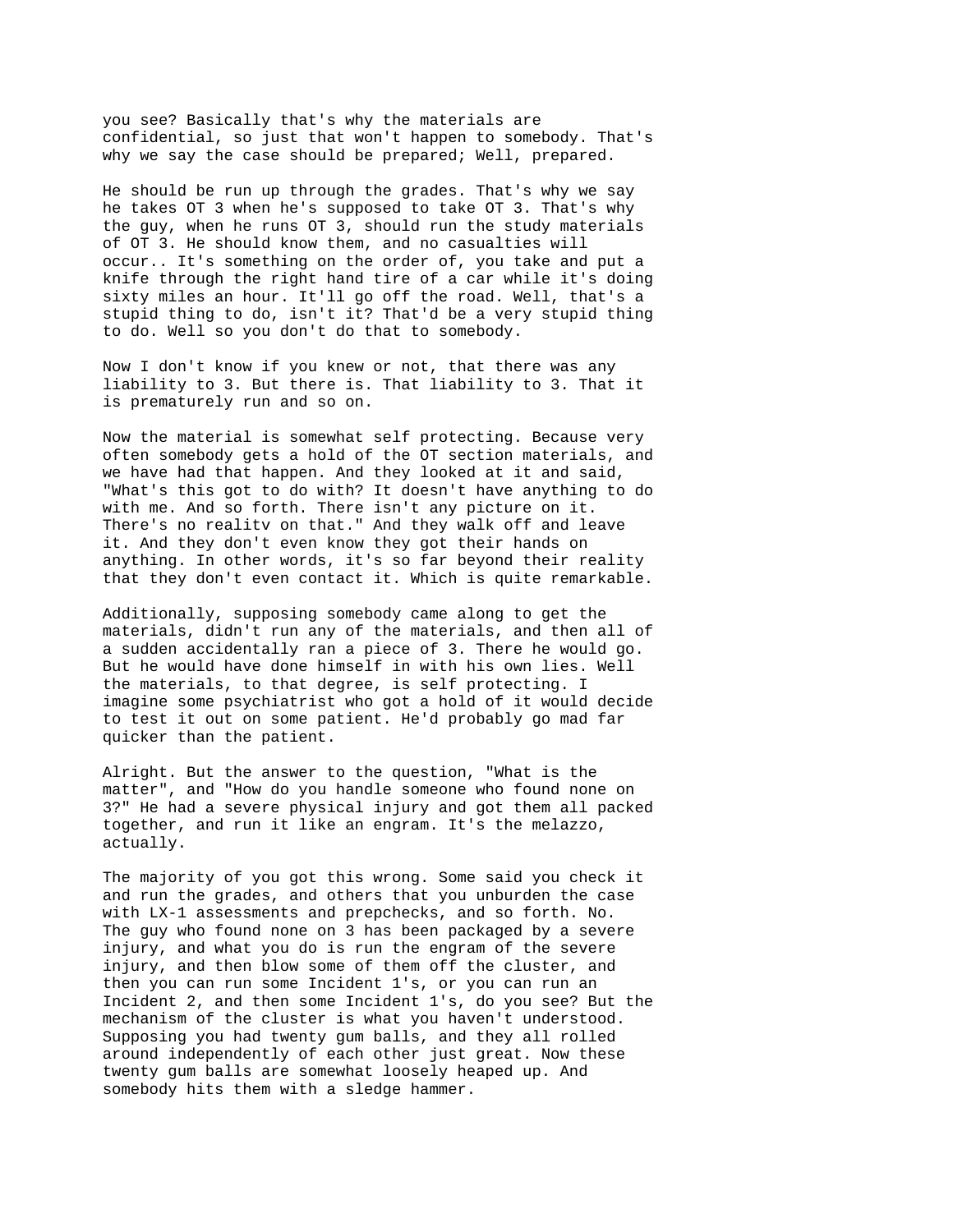you see? Basically that's why the materials are confidential, so just that won't happen to somebody. That's why we say the case should be prepared; Well, prepared.

He should be run up through the grades. That's why we say he takes OT 3 when he's supposed to take OT 3. That's why the guy, when he runs OT 3, should run the study materials of OT 3. He should know them, and no casualties will occur.. It's something on the order of, you take and put a knife through the right hand tire of a car while it's doing sixty miles an hour. It'll go off the road. Well, that's a stupid thing to do, isn't it? That'd be a very stupid thing to do. Well so you don't do that to somebody.

Now I don't know if you knew or not, that there was any liability to 3. But there is. That liability to 3. That it is prematurely run and so on.

Now the material is somewhat self protecting. Because very often somebody gets a hold of the OT section materials, and we have had that happen. And they looked at it and said, "What's this got to do with? It doesn't have anything to do with me. And so forth. There isn't any picture on it. There's no realitv on that." And they walk off and leave it. And they don't even know they got their hands on anything. In other words, it's so far beyond their reality that they don't even contact it. Which is quite remarkable.

Additionally, supposing somebody came along to get the materials, didn't run any of the materials, and then all of a sudden accidentally ran a piece of 3. There he would go. But he would have done himself in with his own lies. Well the materials, to that degree, is self protecting. I imagine some psychiatrist who got a hold of it would decide to test it out on some patient. He'd probably go mad far quicker than the patient.

Alright. But the answer to the question, "What is the matter", and "How do you handle someone who found none on 3?" He had a severe physical injury and got them all packed together, and run it like an engram. It's the melazzo, actually.

The majority of you got this wrong. Some said you check it and run the grades, and others that you unburden the case with LX-1 assessments and prepchecks, and so forth. No. The guy who found none on 3 has been packaged by a severe injury, and what you do is run the engram of the severe injury, and then blow some of them off the cluster, and then you can run some Incident 1's, or you can run an Incident 2, and then some Incident 1's, do you see? But the mechanism of the cluster is what you haven't understood. Supposing you had twenty gum balls, and they all rolled around independently of each other just great. Now these twenty gum balls are somewhat loosely heaped up. And somebody hits them with a sledge hammer.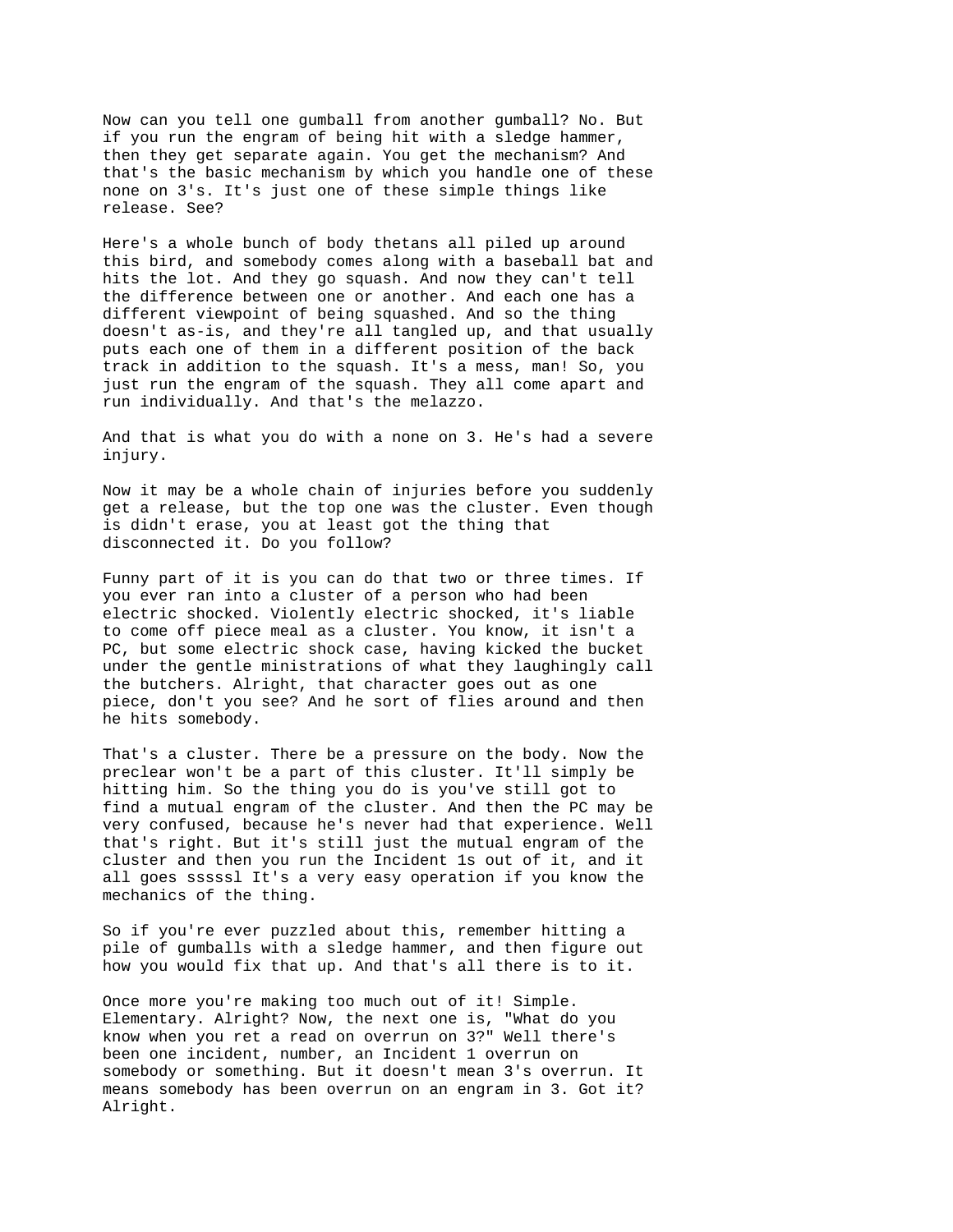Now can you tell one gumball from another gumball? No. But if you run the engram of being hit with a sledge hammer, then they get separate again. You get the mechanism? And that's the basic mechanism by which you handle one of these none on 3's. It's just one of these simple things like release. See?

Here's a whole bunch of body thetans all piled up around this bird, and somebody comes along with a baseball bat and hits the lot. And they go squash. And now they can't tell the difference between one or another. And each one has a different viewpoint of being squashed. And so the thing doesn't as-is, and they're all tangled up, and that usually puts each one of them in a different position of the back track in addition to the squash. It's a mess, man! So, you just run the engram of the squash. They all come apart and run individually. And that's the melazzo.

And that is what you do with a none on 3. He's had a severe injury.

Now it may be a whole chain of injuries before you suddenly get a release, but the top one was the cluster. Even though is didn't erase, you at least got the thing that disconnected it. Do you follow?

Funny part of it is you can do that two or three times. If you ever ran into a cluster of a person who had been electric shocked. Violently electric shocked, it's liable to come off piece meal as a cluster. You know, it isn't a PC, but some electric shock case, having kicked the bucket under the gentle ministrations of what they laughingly call the butchers. Alright, that character goes out as one piece, don't you see? And he sort of flies around and then he hits somebody.

That's a cluster. There be a pressure on the body. Now the preclear won't be a part of this cluster. It'll simply be hitting him. So the thing you do is you've still got to find a mutual engram of the cluster. And then the PC may be very confused, because he's never had that experience. Well that's right. But it's still just the mutual engram of the cluster and then you run the Incident 1s out of it, and it all goes sssssl It's a very easy operation if you know the mechanics of the thing.

So if you're ever puzzled about this, remember hitting a pile of gumballs with a sledge hammer, and then figure out how you would fix that up. And that's all there is to it.

Once more you're making too much out of it! Simple. Elementary. Alright? Now, the next one is, "What do you know when you ret a read on overrun on 3?" Well there's been one incident, number, an Incident 1 overrun on somebody or something. But it doesn't mean 3's overrun. It means somebody has been overrun on an engram in 3. Got it? Alright.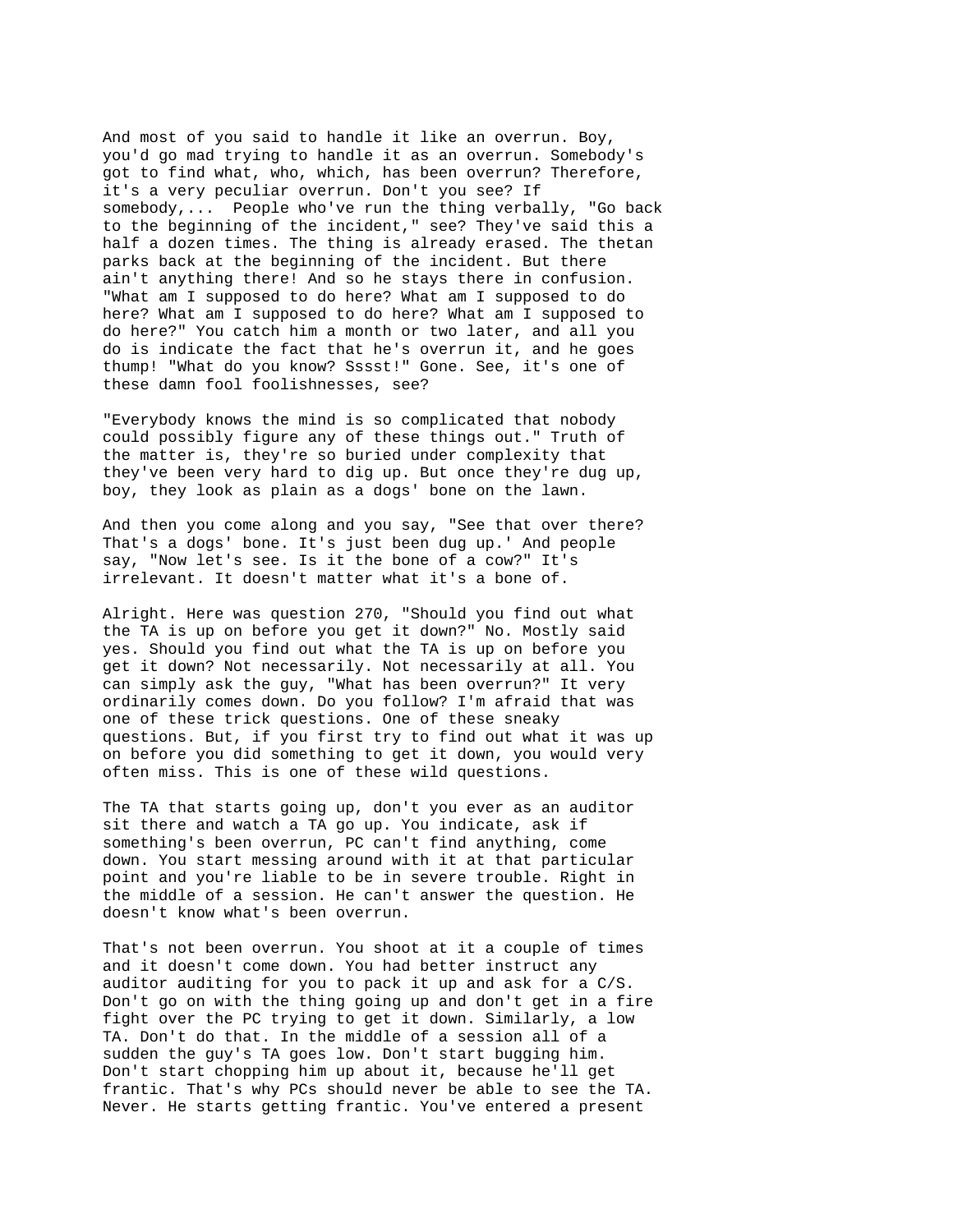And most of you said to handle it like an overrun. Boy, you'd go mad trying to handle it as an overrun. Somebody's got to find what, who, which, has been overrun? Therefore, it's a very peculiar overrun. Don't you see? If somebody,... People who've run the thing verbally, "Go back to the beginning of the incident," see? They've said this a half a dozen times. The thing is already erased. The thetan parks back at the beginning of the incident. But there ain't anything there! And so he stays there in confusion. "What am I supposed to do here? What am I supposed to do here? What am I supposed to do here? What am I supposed to do here?" You catch him a month or two later, and all you do is indicate the fact that he's overrun it, and he goes thump! "What do you know? Sssst!" Gone. See, it's one of these damn fool foolishnesses, see?

"Everybody knows the mind is so complicated that nobody could possibly figure any of these things out." Truth of the matter is, they're so buried under complexity that they've been very hard to dig up. But once they're dug up, boy, they look as plain as a dogs' bone on the lawn.

And then you come along and you say, "See that over there? That's a dogs' bone. It's just been dug up.' And people say, "Now let's see. Is it the bone of a cow?" It's irrelevant. It doesn't matter what it's a bone of.

Alright. Here was question 270, "Should you find out what the TA is up on before you get it down?" No. Mostly said yes. Should you find out what the TA is up on before you get it down? Not necessarily. Not necessarily at all. You can simply ask the guy, "What has been overrun?" It very ordinarily comes down. Do you follow? I'm afraid that was one of these trick questions. One of these sneaky questions. But, if you first try to find out what it was up on before you did something to get it down, you would very often miss. This is one of these wild questions.

The TA that starts going up, don't you ever as an auditor sit there and watch a TA go up. You indicate, ask if something's been overrun, PC can't find anything, come down. You start messing around with it at that particular point and you're liable to be in severe trouble. Right in the middle of a session. He can't answer the question. He doesn't know what's been overrun.

That's not been overrun. You shoot at it a couple of times and it doesn't come down. You had better instruct any auditor auditing for you to pack it up and ask for a C/S. Don't go on with the thing going up and don't get in a fire fight over the PC trying to get it down. Similarly, a low TA. Don't do that. In the middle of a session all of a sudden the guy's TA goes low. Don't start bugging him. Don't start chopping him up about it, because he'll get frantic. That's why PCs should never be able to see the TA. Never. He starts getting frantic. You've entered a present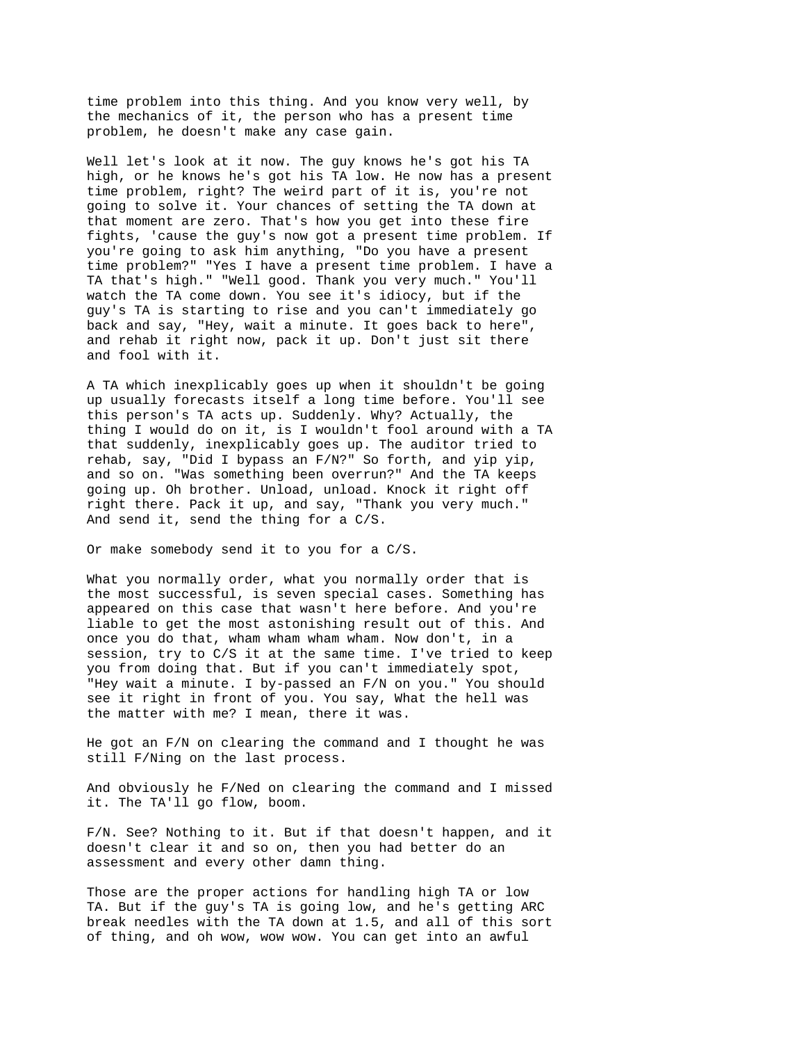time problem into this thing. And you know very well, by the mechanics of it, the person who has a present time problem, he doesn't make any case gain.

Well let's look at it now. The guy knows he's got his TA high, or he knows he's got his TA low. He now has a present time problem, right? The weird part of it is, you're not going to solve it. Your chances of setting the TA down at that moment are zero. That's how you get into these fire fights, 'cause the guy's now got a present time problem. If you're going to ask him anything, "Do you have a present time problem?" "Yes I have a present time problem. I have a TA that's high." "Well good. Thank you very much." You'll watch the TA come down. You see it's idiocy, but if the guy's TA is starting to rise and you can't immediately go back and say, "Hey, wait a minute. It goes back to here", and rehab it right now, pack it up. Don't just sit there and fool with it.

A TA which inexplicably goes up when it shouldn't be going up usually forecasts itself a long time before. You'll see this person's TA acts up. Suddenly. Why? Actually, the thing I would do on it, is I wouldn't fool around with a TA that suddenly, inexplicably goes up. The auditor tried to rehab, say, "Did I bypass an F/N?" So forth, and yip yip, and so on. "Was something been overrun?" And the TA keeps going up. Oh brother. Unload, unload. Knock it right off right there. Pack it up, and say, "Thank you very much." And send it, send the thing for a C/S.

Or make somebody send it to you for a C/S.

What you normally order, what you normally order that is the most successful, is seven special cases. Something has appeared on this case that wasn't here before. And you're liable to get the most astonishing result out of this. And once you do that, wham wham wham wham. Now don't, in a session, try to C/S it at the same time. I've tried to keep you from doing that. But if you can't immediately spot, "Hey wait a minute. I by-passed an F/N on you." You should see it right in front of you. You say, What the hell was the matter with me? I mean, there it was.

He got an F/N on clearing the command and I thought he was still F/Ning on the last process.

And obviously he F/Ned on clearing the command and I missed it. The TA'll go flow, boom.

F/N. See? Nothing to it. But if that doesn't happen, and it doesn't clear it and so on, then you had better do an assessment and every other damn thing.

Those are the proper actions for handling high TA or low TA. But if the guy's TA is going low, and he's getting ARC break needles with the TA down at 1.5, and all of this sort of thing, and oh wow, wow wow. You can get into an awful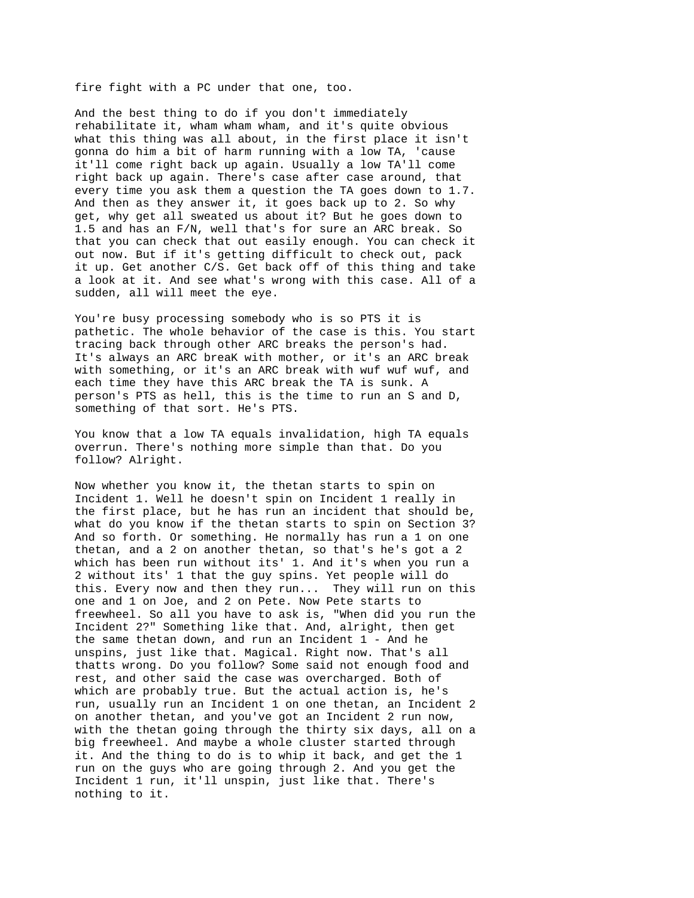fire fight with a PC under that one, too.

And the best thing to do if you don't immediately rehabilitate it, wham wham wham, and it's quite obvious what this thing was all about, in the first place it isn't gonna do him a bit of harm running with a low TA, 'cause it'll come right back up again. Usually a low TA'll come right back up again. There's case after case around, that every time you ask them a question the TA goes down to 1.7. And then as they answer it, it goes back up to 2. So why get, why get all sweated us about it? But he goes down to 1.5 and has an F/N, well that's for sure an ARC break. So that you can check that out easily enough. You can check it out now. But if it's getting difficult to check out, pack it up. Get another C/S. Get back off of this thing and take a look at it. And see what's wrong with this case. All of a sudden, all will meet the eye.

You're busy processing somebody who is so PTS it is pathetic. The whole behavior of the case is this. You start tracing back through other ARC breaks the person's had. It's always an ARC breaK with mother, or it's an ARC break with something, or it's an ARC break with wuf wuf wuf, and each time they have this ARC break the TA is sunk. A person's PTS as hell, this is the time to run an S and D, something of that sort. He's PTS.

You know that a low TA equals invalidation, high TA equals overrun. There's nothing more simple than that. Do you follow? Alright.

Now whether you know it, the thetan starts to spin on Incident 1. Well he doesn't spin on Incident 1 really in the first place, but he has run an incident that should be, what do you know if the thetan starts to spin on Section 3? And so forth. Or something. He normally has run a 1 on one thetan, and a 2 on another thetan, so that's he's got a 2 which has been run without its' 1. And it's when you run a 2 without its' 1 that the guy spins. Yet people will do this. Every now and then they run... They will run on this one and 1 on Joe, and 2 on Pete. Now Pete starts to freewheel. So all you have to ask is, "When did you run the Incident 2?" Something like that. And, alright, then get the same thetan down, and run an Incident 1 - And he unspins, just like that. Magical. Right now. That's all thatts wrong. Do you follow? Some said not enough food and rest, and other said the case was overcharged. Both of which are probably true. But the actual action is, he's run, usually run an Incident 1 on one thetan, an Incident 2 on another thetan, and you've got an Incident 2 run now, with the thetan going through the thirty six days, all on a big freewheel. And maybe a whole cluster started through it. And the thing to do is to whip it back, and get the 1 run on the guys who are going through 2. And you get the Incident 1 run, it'll unspin, just like that. There's nothing to it.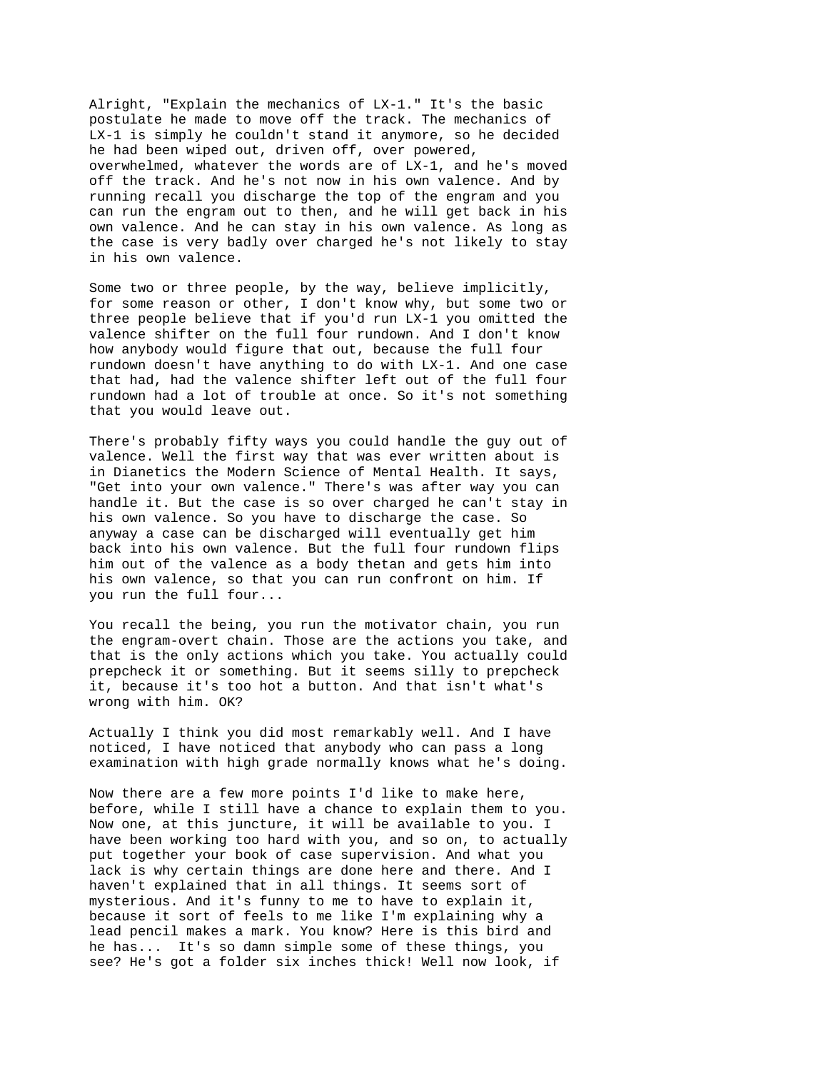Alright, "Explain the mechanics of LX-1." It's the basic postulate he made to move off the track. The mechanics of LX-1 is simply he couldn't stand it anymore, so he decided he had been wiped out, driven off, over powered, overwhelmed, whatever the words are of LX-1, and he's moved off the track. And he's not now in his own valence. And by running recall you discharge the top of the engram and you can run the engram out to then, and he will get back in his own valence. And he can stay in his own valence. As long as the case is very badly over charged he's not likely to stay in his own valence.

Some two or three people, by the way, believe implicitly, for some reason or other, I don't know why, but some two or three people believe that if you'd run LX-1 you omitted the valence shifter on the full four rundown. And I don't know how anybody would figure that out, because the full four rundown doesn't have anything to do with LX-1. And one case that had, had the valence shifter left out of the full four rundown had a lot of trouble at once. So it's not something that you would leave out.

There's probably fifty ways you could handle the guy out of valence. Well the first way that was ever written about is in Dianetics the Modern Science of Mental Health. It says, "Get into your own valence." There's was after way you can handle it. But the case is so over charged he can't stay in his own valence. So you have to discharge the case. So anyway a case can be discharged will eventually get him back into his own valence. But the full four rundown flips him out of the valence as a body thetan and gets him into his own valence, so that you can run confront on him. If you run the full four...

You recall the being, you run the motivator chain, you run the engram-overt chain. Those are the actions you take, and that is the only actions which you take. You actually could prepcheck it or something. But it seems silly to prepcheck it, because it's too hot a button. And that isn't what's wrong with him. OK?

Actually I think you did most remarkably well. And I have noticed, I have noticed that anybody who can pass a long examination with high grade normally knows what he's doing.

Now there are a few more points I'd like to make here, before, while I still have a chance to explain them to you. Now one, at this juncture, it will be available to you. I have been working too hard with you, and so on, to actually put together your book of case supervision. And what you lack is why certain things are done here and there. And I haven't explained that in all things. It seems sort of mysterious. And it's funny to me to have to explain it, because it sort of feels to me like I'm explaining why a lead pencil makes a mark. You know? Here is this bird and he has... It's so damn simple some of these things, you see? He's got a folder six inches thick! Well now look, if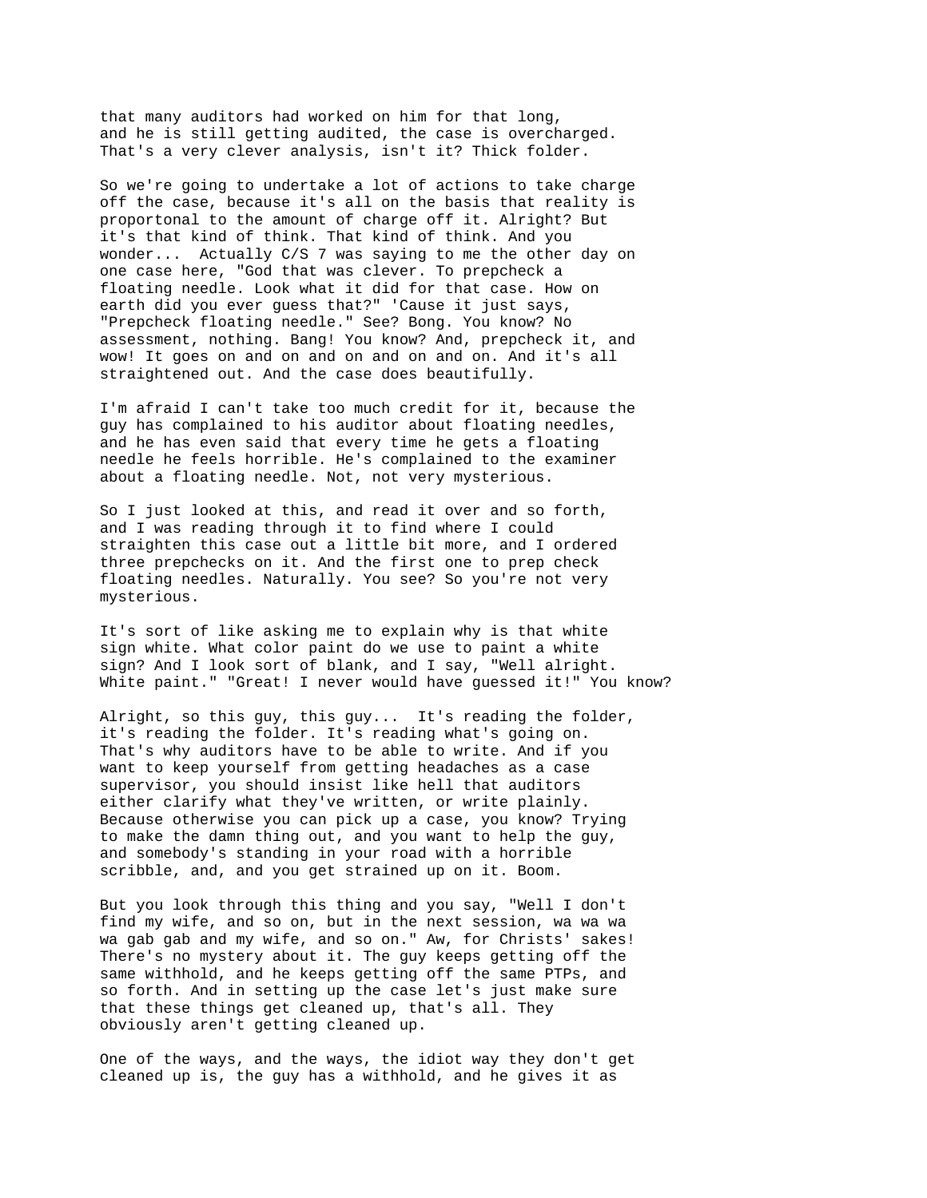that many auditors had worked on him for that long, and he is still getting audited, the case is overcharged. That's a very clever analysis, isn't it? Thick folder.

So we're going to undertake a lot of actions to take charge off the case, because it's all on the basis that reality is proportonal to the amount of charge off it. Alright? But it's that kind of think. That kind of think. And you wonder... Actually C/S 7 was saying to me the other day on one case here, "God that was clever. To prepcheck a floating needle. Look what it did for that case. How on earth did you ever guess that?" 'Cause it just says, "Prepcheck floating needle." See? Bong. You know? No assessment, nothing. Bang! You know? And, prepcheck it, and wow! It goes on and on and on and on and on. And it's all straightened out. And the case does beautifully.

I'm afraid I can't take too much credit for it, because the guy has complained to his auditor about floating needles, and he has even said that every time he gets a floating needle he feels horrible. He's complained to the examiner about a floating needle. Not, not very mysterious.

So I just looked at this, and read it over and so forth, and I was reading through it to find where I could straighten this case out a little bit more, and I ordered three prepchecks on it. And the first one to prep check floating needles. Naturally. You see? So you're not very mysterious.

It's sort of like asking me to explain why is that white sign white. What color paint do we use to paint a white sign? And I look sort of blank, and I say, "Well alright. White paint." "Great! I never would have guessed it!" You know?

Alright, so this guy, this guy... It's reading the folder, it's reading the folder. It's reading what's going on. That's why auditors have to be able to write. And if you want to keep yourself from getting headaches as a case supervisor, you should insist like hell that auditors either clarify what they've written, or write plainly. Because otherwise you can pick up a case, you know? Trying to make the damn thing out, and you want to help the guy, and somebody's standing in your road with a horrible scribble, and, and you get strained up on it. Boom.

But you look through this thing and you say, "Well I don't find my wife, and so on, but in the next session, wa wa wa wa gab gab and my wife, and so on." Aw, for Christs' sakes! There's no mystery about it. The guy keeps getting off the same withhold, and he keeps getting off the same PTPs, and so forth. And in setting up the case let's just make sure that these things get cleaned up, that's all. They obviously aren't getting cleaned up.

One of the ways, and the ways, the idiot way they don't get cleaned up is, the guy has a withhold, and he gives it as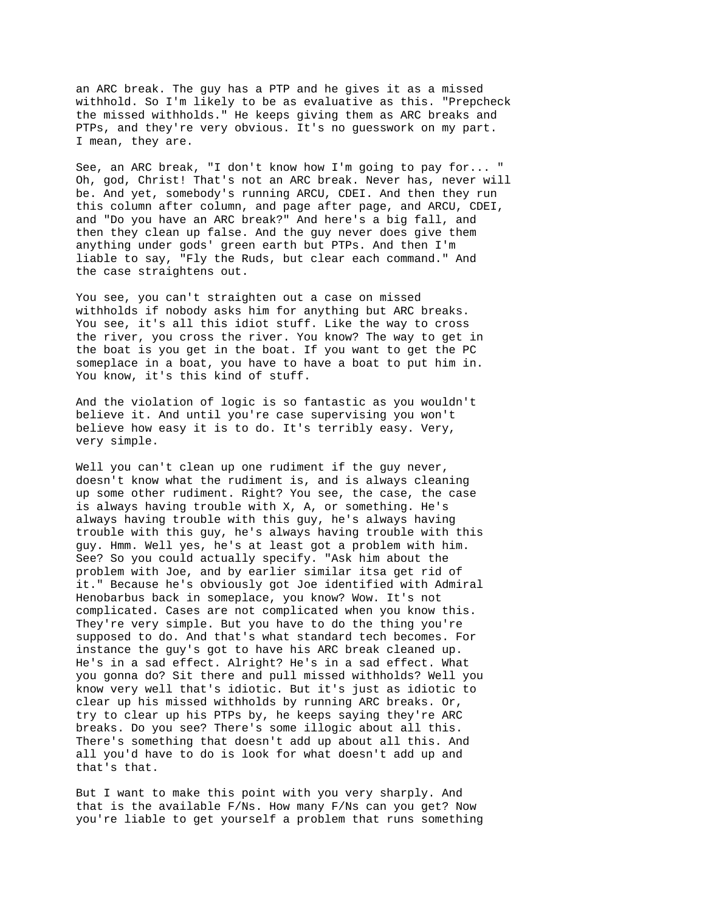an ARC break. The guy has a PTP and he gives it as a missed withhold. So I'm likely to be as evaluative as this. "Prepcheck the missed withholds." He keeps giving them as ARC breaks and PTPs, and they're very obvious. It's no guesswork on my part. I mean, they are.

See, an ARC break, "I don't know how I'm going to pay for... " Oh, god, Christ! That's not an ARC break. Never has, never will be. And yet, somebody's running ARCU, CDEI. And then they run this column after column, and page after page, and ARCU, CDEI, and "Do you have an ARC break?" And here's a big fall, and then they clean up false. And the guy never does give them anything under gods' green earth but PTPs. And then I'm liable to say, "Fly the Ruds, but clear each command." And the case straightens out.

You see, you can't straighten out a case on missed withholds if nobody asks him for anything but ARC breaks. You see, it's all this idiot stuff. Like the way to cross the river, you cross the river. You know? The way to get in the boat is you get in the boat. If you want to get the PC someplace in a boat, you have to have a boat to put him in. You know, it's this kind of stuff.

And the violation of logic is so fantastic as you wouldn't believe it. And until you're case supervising you won't believe how easy it is to do. It's terribly easy. Very, very simple.

Well you can't clean up one rudiment if the guy never, doesn't know what the rudiment is, and is always cleaning up some other rudiment. Right? You see, the case, the case is always having trouble with X, A, or something. He's always having trouble with this guy, he's always having trouble with this guy, he's always having trouble with this guy. Hmm. Well yes, he's at least got a problem with him. See? So you could actually specify. "Ask him about the problem with Joe, and by earlier similar itsa get rid of it." Because he's obviously got Joe identified with Admiral Henobarbus back in someplace, you know? Wow. It's not complicated. Cases are not complicated when you know this. They're very simple. But you have to do the thing you're supposed to do. And that's what standard tech becomes. For instance the guy's got to have his ARC break cleaned up. He's in a sad effect. Alright? He's in a sad effect. What you gonna do? Sit there and pull missed withholds? Well you know very well that's idiotic. But it's just as idiotic to clear up his missed withholds by running ARC breaks. Or, try to clear up his PTPs by, he keeps saying they're ARC breaks. Do you see? There's some illogic about all this. There's something that doesn't add up about all this. And all you'd have to do is look for what doesn't add up and that's that.

But I want to make this point with you very sharply. And that is the available F/Ns. How many F/Ns can you get? Now you're liable to get yourself a problem that runs something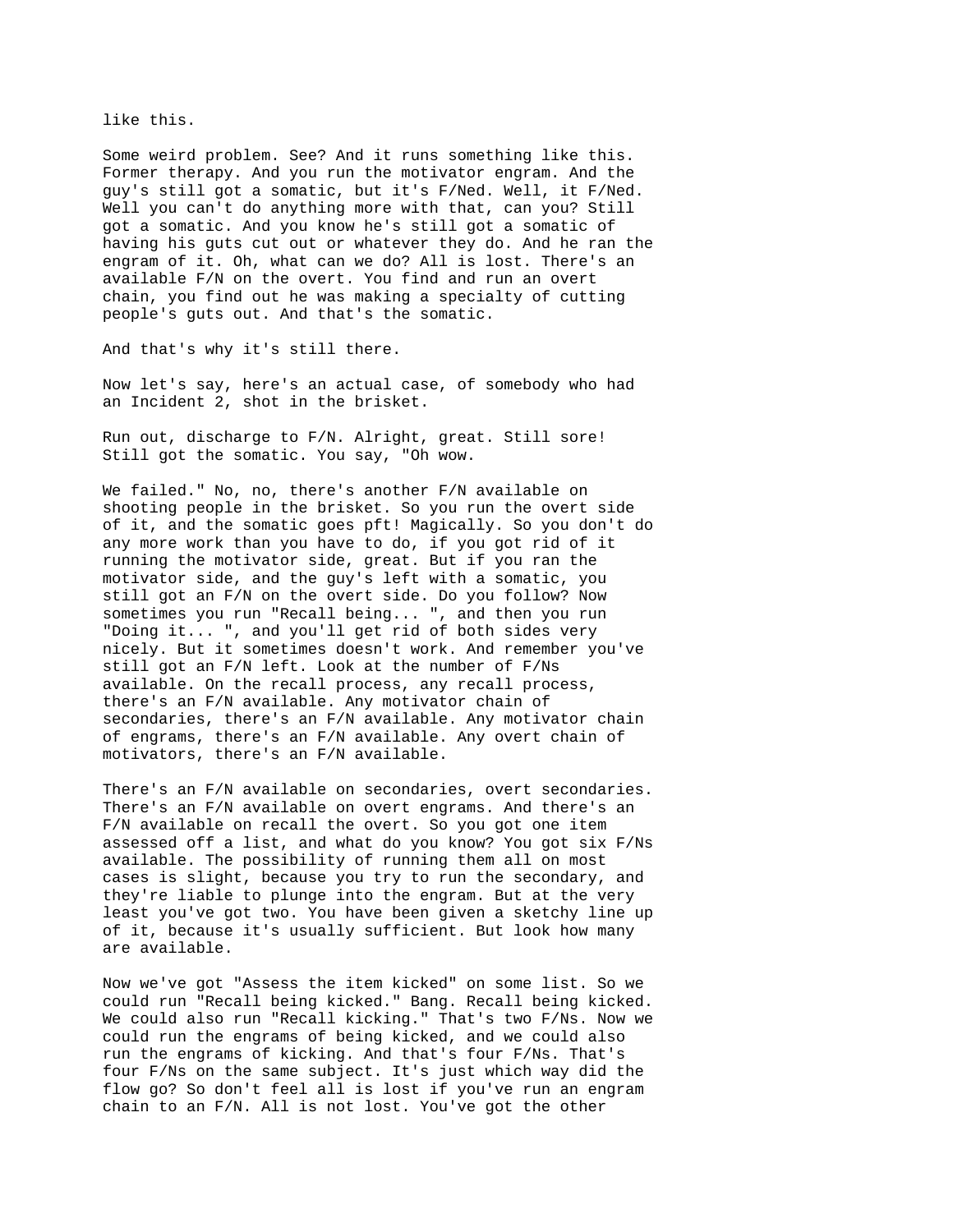like this.

Some weird problem. See? And it runs something like this. Former therapy. And you run the motivator engram. And the guy's still got a somatic, but it's F/Ned. Well, it F/Ned. Well you can't do anything more with that, can you? Still got a somatic. And you know he's still got a somatic of having his guts cut out or whatever they do. And he ran the engram of it. Oh, what can we do? All is lost. There's an available F/N on the overt. You find and run an overt chain, you find out he was making a specialty of cutting people's guts out. And that's the somatic.

And that's why it's still there.

Now let's say, here's an actual case, of somebody who had an Incident 2, shot in the brisket.

Run out, discharge to F/N. Alright, great. Still sore! Still got the somatic. You say, "Oh wow.

We failed." No, no, there's another F/N available on shooting people in the brisket. So you run the overt side of it, and the somatic goes pft! Magically. So you don't do any more work than you have to do, if you got rid of it running the motivator side, great. But if you ran the motivator side, and the guy's left with a somatic, you still got an F/N on the overt side. Do you follow? Now sometimes you run "Recall being... ", and then you run "Doing it... ", and you'll get rid of both sides very nicely. But it sometimes doesn't work. And remember you've still got an F/N left. Look at the number of F/Ns available. On the recall process, any recall process, there's an F/N available. Any motivator chain of secondaries, there's an F/N available. Any motivator chain of engrams, there's an F/N available. Any overt chain of motivators, there's an F/N available.

There's an F/N available on secondaries, overt secondaries. There's an F/N available on overt engrams. And there's an F/N available on recall the overt. So you got one item assessed off a list, and what do you know? You got six F/Ns available. The possibility of running them all on most cases is slight, because you try to run the secondary, and they're liable to plunge into the engram. But at the very least you've got two. You have been given a sketchy line up of it, because it's usually sufficient. But look how many are available.

Now we've got "Assess the item kicked" on some list. So we could run "Recall being kicked." Bang. Recall being kicked. We could also run "Recall kicking." That's two F/Ns. Now we could run the engrams of being kicked, and we could also run the engrams of kicking. And that's four F/Ns. That's four F/Ns on the same subject. It's just which way did the flow go? So don't feel all is lost if you've run an engram chain to an F/N. All is not lost. You've got the other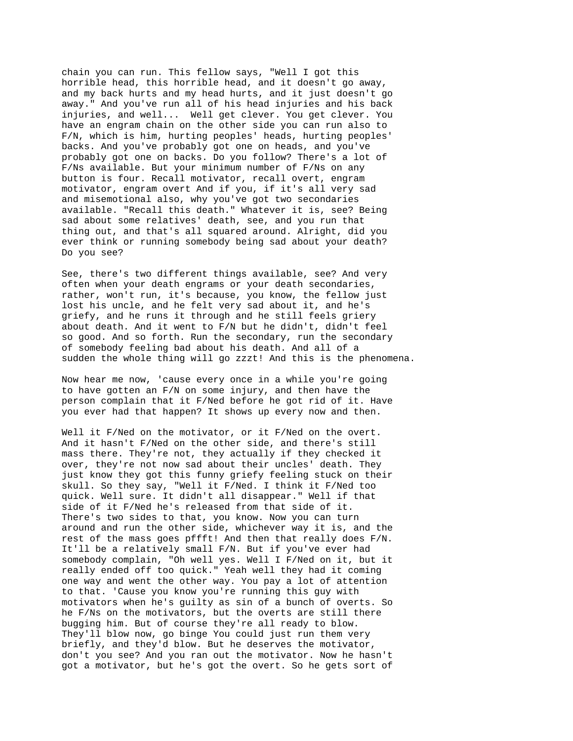chain you can run. This fellow says, "Well I got this horrible head, this horrible head, and it doesn't go away, and my back hurts and my head hurts, and it just doesn't go away." And you've run all of his head injuries and his back injuries, and well...  Well get clever. You get clever. You have an engram chain on the other side you can run also to F/N, which is him, hurting peoples' heads, hurting peoples' backs. And you've probably got one on heads, and you've probably got one on backs. Do you follow? There's a lot of F/Ns available. But your minimum number of F/Ns on any button is four. Recall motivator, recall overt, engram motivator, engram overt And if you, if it's all very sad and misemotional also, why you've got two secondaries available. "Recall this death." Whatever it is, see? Being sad about some relatives' death, see, and you run that thing out, and that's all squared around. Alright, did you ever think or running somebody being sad about your death? Do you see?

See, there's two different things available, see? And very often when your death engrams or your death secondaries, rather, won't run, it's because, you know, the fellow just lost his uncle, and he felt very sad about it, and he's griefy, and he runs it through and he still feels griery about death. And it went to F/N but he didn't, didn't feel so good. And so forth. Run the secondary, run the secondary of somebody feeling bad about his death. And all of a sudden the whole thing will go zzzt! And this is the phenomena.

Now hear me now, 'cause every once in a while you're going to have gotten an F/N on some injury, and then have the person complain that it F/Ned before he got rid of it. Have you ever had that happen? It shows up every now and then.

Well it F/Ned on the motivator, or it F/Ned on the overt. And it hasn't F/Ned on the other side, and there's still mass there. They're not, they actually if they checked it over, they're not now sad about their uncles' death. They just know they got this funny griefy feeling stuck on their skull. So they say, "Well it F/Ned. I think it F/Ned too quick. Well sure. It didn't all disappear." Well if that side of it F/Ned he's released from that side of it. There's two sides to that, you know. Now you can turn around and run the other side, whichever way it is, and the rest of the mass goes pffft! And then that really does F/N. It'll be a relatively small F/N. But if you've ever had somebody complain, "Oh well yes. Well I F/Ned on it, but it really ended off too quick." Yeah well they had it coming one way and went the other way. You pay a lot of attention to that. 'Cause you know you're running this guy with motivators when he's guilty as sin of a bunch of overts. So he F/Ns on the motivators, but the overts are still there bugging him. But of course they're all ready to blow. They'll blow now, go binge You could just run them very briefly, and they'd blow. But he deserves the motivator, don't you see? And you ran out the motivator. Now he hasn't got a motivator, but he's got the overt. So he gets sort of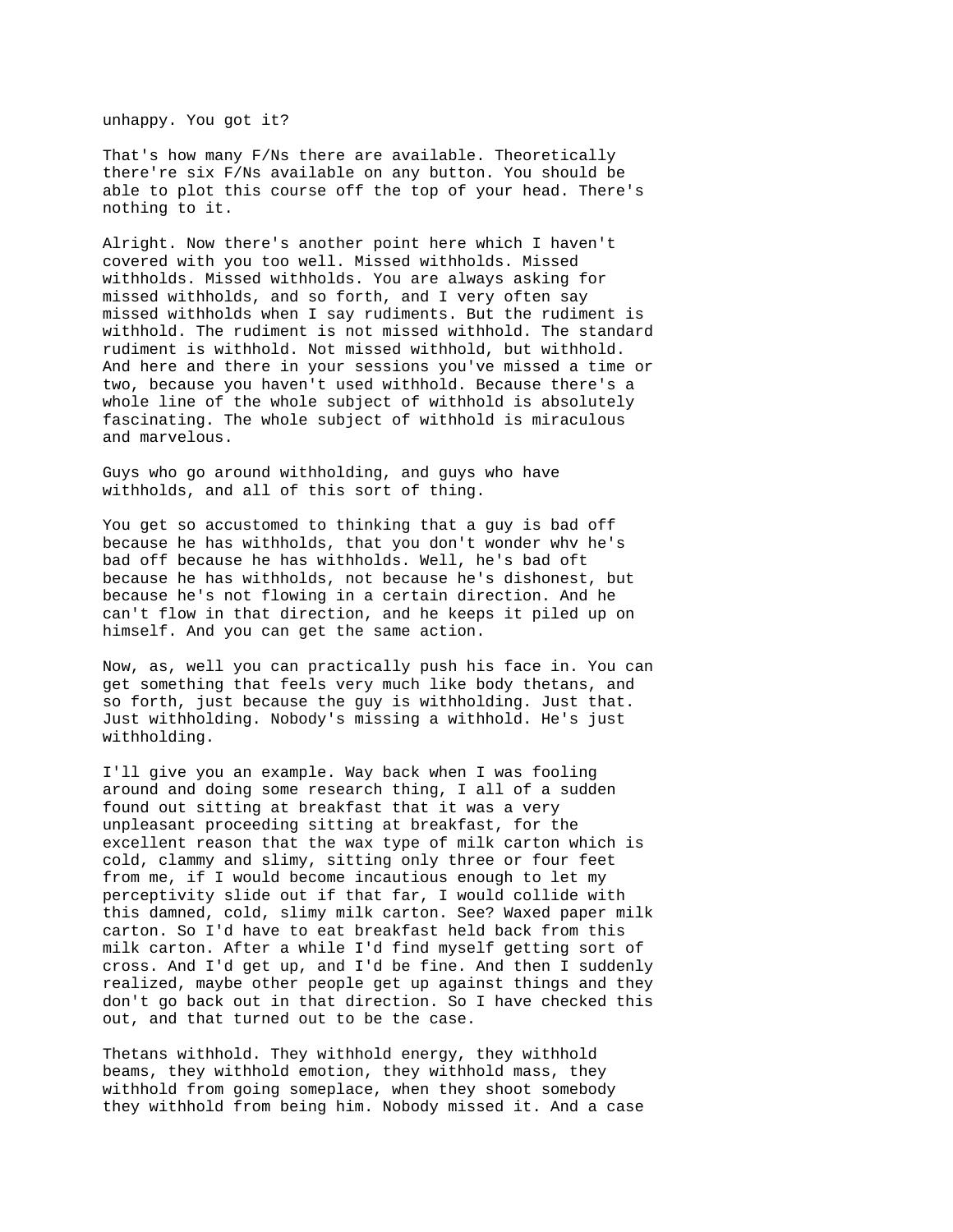unhappy. You got it?

That's how many F/Ns there are available. Theoretically there're six F/Ns available on any button. You should be able to plot this course off the top of your head. There's nothing to it.

Alright. Now there's another point here which I haven't covered with you too well. Missed withholds. Missed withholds. Missed withholds. You are always asking for missed withholds, and so forth, and I very often say missed withholds when I say rudiments. But the rudiment is withhold. The rudiment is not missed withhold. The standard rudiment is withhold. Not missed withhold, but withhold. And here and there in your sessions you've missed a time or two, because you haven't used withhold. Because there's a whole line of the whole subject of withhold is absolutely fascinating. The whole subject of withhold is miraculous and marvelous.

Guys who go around withholding, and guys who have withholds, and all of this sort of thing.

You get so accustomed to thinking that a guy is bad off because he has withholds, that you don't wonder whv he's bad off because he has withholds. Well, he's bad oft because he has withholds, not because he's dishonest, but because he's not flowing in a certain direction. And he can't flow in that direction, and he keeps it piled up on himself. And you can get the same action.

Now, as, well you can practically push his face in. You can get something that feels very much like body thetans, and so forth, just because the guy is withholding. Just that. Just withholding. Nobody's missing a withhold. He's just withholding.

I'll give you an example. Way back when I was fooling around and doing some research thing, I all of a sudden found out sitting at breakfast that it was a very unpleasant proceeding sitting at breakfast, for the excellent reason that the wax type of milk carton which is cold, clammy and slimy, sitting only three or four feet from me, if I would become incautious enough to let my perceptivity slide out if that far, I would collide with this damned, cold, slimy milk carton. See? Waxed paper milk carton. So I'd have to eat breakfast held back from this milk carton. After a while I'd find myself getting sort of cross. And I'd get up, and I'd be fine. And then I suddenly realized, maybe other people get up against things and they don't go back out in that direction. So I have checked this out, and that turned out to be the case.

Thetans withhold. They withhold energy, they withhold beams, they withhold emotion, they withhold mass, they withhold from going someplace, when they shoot somebody they withhold from being him. Nobody missed it. And a case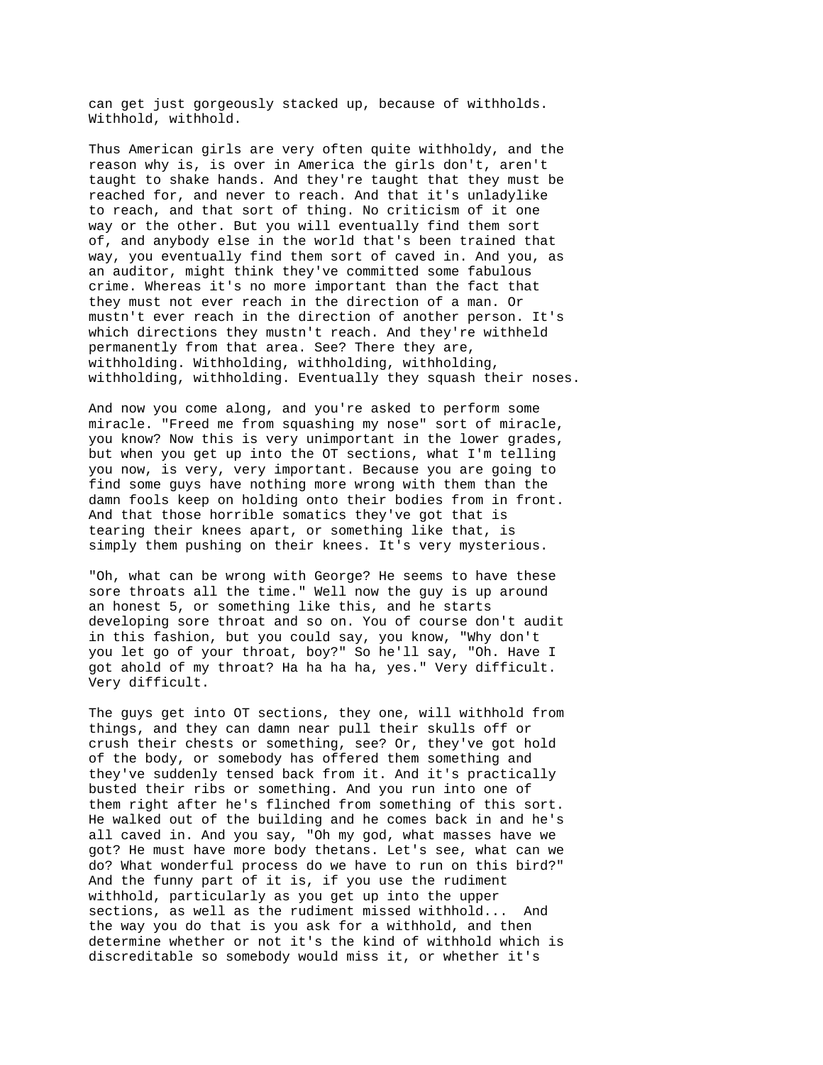can get just gorgeously stacked up, because of withholds. Withhold, withhold.

Thus American girls are very often quite withholdy, and the reason why is, is over in America the girls don't, aren't taught to shake hands. And they're taught that they must be reached for, and never to reach. And that it's unladylike to reach, and that sort of thing. No criticism of it one way or the other. But you will eventually find them sort of, and anybody else in the world that's been trained that way, you eventually find them sort of caved in. And you, as an auditor, might think they've committed some fabulous crime. Whereas it's no more important than the fact that they must not ever reach in the direction of a man. Or mustn't ever reach in the direction of another person. It's which directions they mustn't reach. And they're withheld permanently from that area. See? There they are, withholding. Withholding, withholding, withholding, withholding, withholding. Eventually they squash their noses.

And now you come along, and you're asked to perform some miracle. "Freed me from squashing my nose" sort of miracle, you know? Now this is very unimportant in the lower grades, but when you get up into the OT sections, what I'm telling you now, is very, very important. Because you are going to find some guys have nothing more wrong with them than the damn fools keep on holding onto their bodies from in front. And that those horrible somatics they've got that is tearing their knees apart, or something like that, is simply them pushing on their knees. It's very mysterious.

"Oh, what can be wrong with George? He seems to have these sore throats all the time." Well now the guy is up around an honest 5, or something like this, and he starts developing sore throat and so on. You of course don't audit in this fashion, but you could say, you know, "Why don't you let go of your throat, boy?" So he'll say, "Oh. Have I got ahold of my throat? Ha ha ha ha, yes." Very difficult. Very difficult.

The guys get into OT sections, they one, will withhold from things, and they can damn near pull their skulls off or crush their chests or something, see? Or, they've got hold of the body, or somebody has offered them something and they've suddenly tensed back from it. And it's practically busted their ribs or something. And you run into one of them right after he's flinched from something of this sort. He walked out of the building and he comes back in and he's all caved in. And you say, "Oh my god, what masses have we got? He must have more body thetans. Let's see, what can we do? What wonderful process do we have to run on this bird?" And the funny part of it is, if you use the rudiment withhold, particularly as you get up into the upper sections, as well as the rudiment missed withhold... And the way you do that is you ask for a withhold, and then determine whether or not it's the kind of withhold which is discreditable so somebody would miss it, or whether it's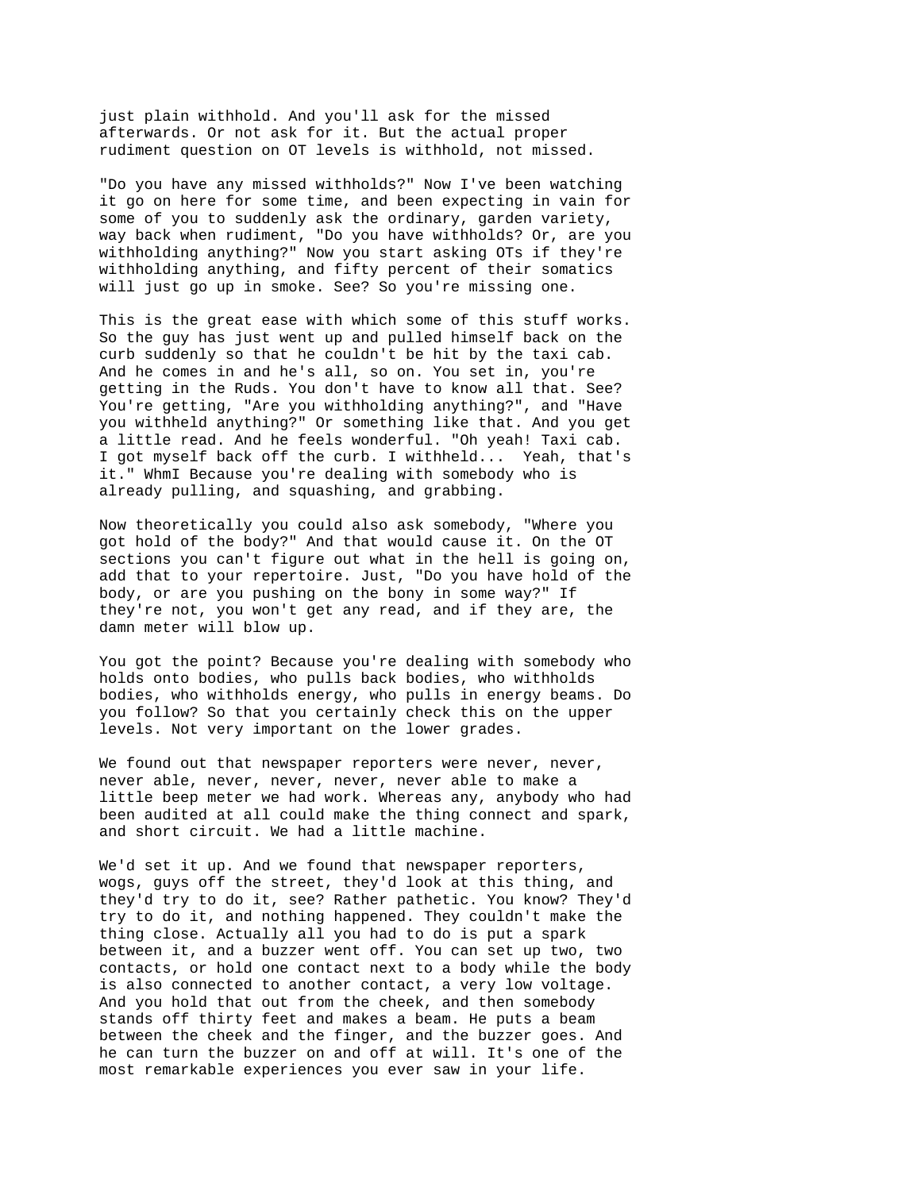just plain withhold. And you'll ask for the missed afterwards. Or not ask for it. But the actual proper rudiment question on OT levels is withhold, not missed.

"Do you have any missed withholds?" Now I've been watching it go on here for some time, and been expecting in vain for some of you to suddenly ask the ordinary, garden variety, way back when rudiment, "Do you have withholds? Or, are you withholding anything?" Now you start asking OTs if they're withholding anything, and fifty percent of their somatics will just go up in smoke. See? So you're missing one.

This is the great ease with which some of this stuff works. So the guy has just went up and pulled himself back on the curb suddenly so that he couldn't be hit by the taxi cab. And he comes in and he's all, so on. You set in, you're getting in the Ruds. You don't have to know all that. See? You're getting, "Are you withholding anything?", and "Have you withheld anything?" Or something like that. And you get a little read. And he feels wonderful. "Oh yeah! Taxi cab. I got myself back off the curb. I withheld... Yeah, that's it." WhmI Because you're dealing with somebody who is already pulling, and squashing, and grabbing.

Now theoretically you could also ask somebody, "Where you got hold of the body?" And that would cause it. On the OT sections you can't figure out what in the hell is going on, add that to your repertoire. Just, "Do you have hold of the body, or are you pushing on the bony in some way?" If they're not, you won't get any read, and if they are, the damn meter will blow up.

You got the point? Because you're dealing with somebody who holds onto bodies, who pulls back bodies, who withholds bodies, who withholds energy, who pulls in energy beams. Do you follow? So that you certainly check this on the upper levels. Not very important on the lower grades.

We found out that newspaper reporters were never, never, never able, never, never, never, never able to make a little beep meter we had work. Whereas any, anybody who had been audited at all could make the thing connect and spark, and short circuit. We had a little machine.

We'd set it up. And we found that newspaper reporters, wogs, guys off the street, they'd look at this thing, and they'd try to do it, see? Rather pathetic. You know? They'd try to do it, and nothing happened. They couldn't make the thing close. Actually all you had to do is put a spark between it, and a buzzer went off. You can set up two, two contacts, or hold one contact next to a body while the body is also connected to another contact, a very low voltage. And you hold that out from the cheek, and then somebody stands off thirty feet and makes a beam. He puts a beam between the cheek and the finger, and the buzzer goes. And he can turn the buzzer on and off at will. It's one of the most remarkable experiences you ever saw in your life.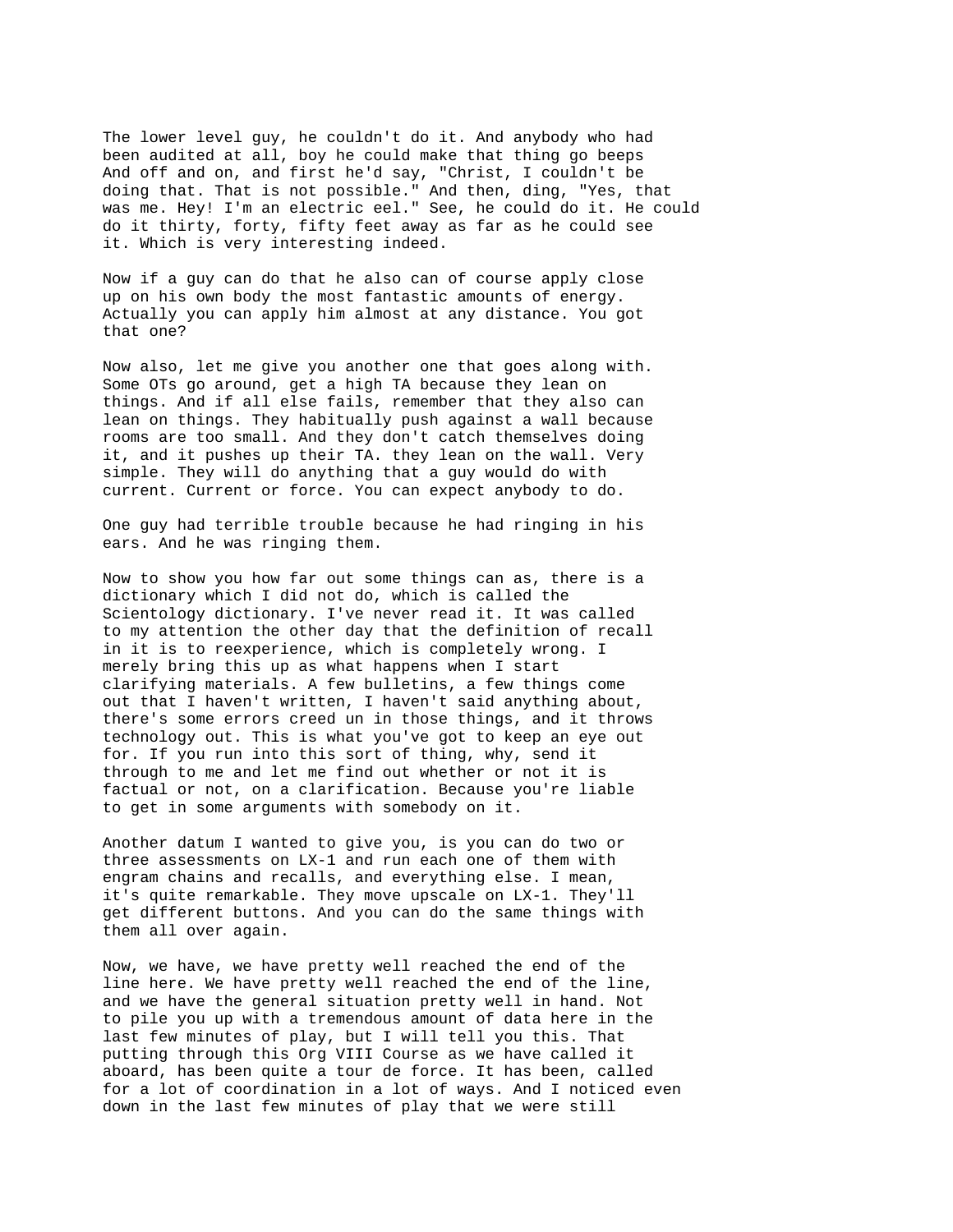The lower level guy, he couldn't do it. And anybody who had been audited at all, boy he could make that thing go beeps And off and on, and first he'd say, "Christ, I couldn't be doing that. That is not possible." And then, ding, "Yes, that was me. Hey! I'm an electric eel." See, he could do it. He could do it thirty, forty, fifty feet away as far as he could see it. Which is very interesting indeed.

Now if a guy can do that he also can of course apply close up on his own body the most fantastic amounts of energy. Actually you can apply him almost at any distance. You got that one?

Now also, let me give you another one that goes along with. Some OTs go around, get a high TA because they lean on things. And if all else fails, remember that they also can lean on things. They habitually push against a wall because rooms are too small. And they don't catch themselves doing it, and it pushes up their TA. they lean on the wall. Very simple. They will do anything that a guy would do with current. Current or force. You can expect anybody to do.

One guy had terrible trouble because he had ringing in his ears. And he was ringing them.

Now to show you how far out some things can as, there is a dictionary which I did not do, which is called the Scientology dictionary. I've never read it. It was called to my attention the other day that the definition of recall in it is to reexperience, which is completely wrong. I merely bring this up as what happens when I start clarifying materials. A few bulletins, a few things come out that I haven't written, I haven't said anything about, there's some errors creed un in those things, and it throws technology out. This is what you've got to keep an eye out for. If you run into this sort of thing, why, send it through to me and let me find out whether or not it is factual or not, on a clarification. Because you're liable to get in some arguments with somebody on it.

Another datum I wanted to give you, is you can do two or three assessments on LX-1 and run each one of them with engram chains and recalls, and everything else. I mean, it's quite remarkable. They move upscale on LX-1. They'll get different buttons. And you can do the same things with them all over again.

Now, we have, we have pretty well reached the end of the line here. We have pretty well reached the end of the line, and we have the general situation pretty well in hand. Not to pile you up with a tremendous amount of data here in the last few minutes of play, but I will tell you this. That putting through this Org VIII Course as we have called it aboard, has been quite a tour de force. It has been, called for a lot of coordination in a lot of ways. And I noticed even down in the last few minutes of play that we were still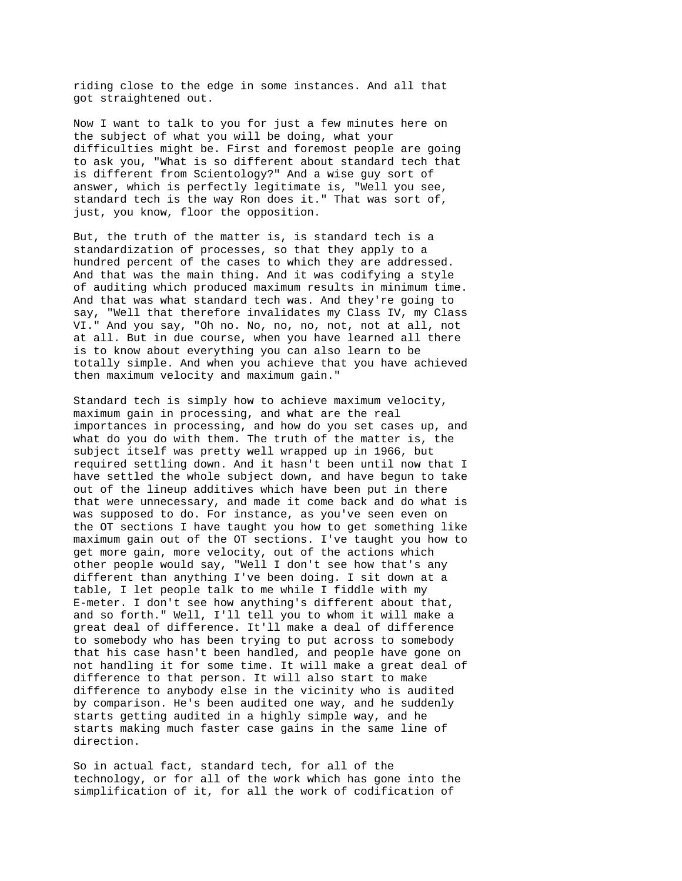riding close to the edge in some instances. And all that got straightened out.

Now I want to talk to you for just a few minutes here on the subject of what you will be doing, what your difficulties might be. First and foremost people are going to ask you, "What is so different about standard tech that is different from Scientology?" And a wise guy sort of answer, which is perfectly legitimate is, "Well you see, standard tech is the way Ron does it." That was sort of, just, you know, floor the opposition.

But, the truth of the matter is, is standard tech is a standardization of processes, so that they apply to a hundred percent of the cases to which they are addressed. And that was the main thing. And it was codifying a style of auditing which produced maximum results in minimum time. And that was what standard tech was. And they're going to say, "Well that therefore invalidates my Class IV, my Class VI." And you say, "Oh no. No, no, no, not, not at all, not at all. But in due course, when you have learned all there is to know about everything you can also learn to be totally simple. And when you achieve that you have achieved then maximum velocity and maximum gain."

Standard tech is simply how to achieve maximum velocity, maximum gain in processing, and what are the real importances in processing, and how do you set cases up, and what do you do with them. The truth of the matter is, the subject itself was pretty well wrapped up in 1966, but required settling down. And it hasn't been until now that I have settled the whole subject down, and have begun to take out of the lineup additives which have been put in there that were unnecessary, and made it come back and do what is was supposed to do. For instance, as you've seen even on the OT sections I have taught you how to get something like maximum gain out of the OT sections. I've taught you how to get more gain, more velocity, out of the actions which other people would say, "Well I don't see how that's any different than anything I've been doing. I sit down at a table, I let people talk to me while I fiddle with my E-meter. I don't see how anything's different about that, and so forth." Well, I'll tell you to whom it will make a great deal of difference. It'll make a deal of difference to somebody who has been trying to put across to somebody that his case hasn't been handled, and people have gone on not handling it for some time. It will make a great deal of difference to that person. It will also start to make difference to anybody else in the vicinity who is audited by comparison. He's been audited one way, and he suddenly starts getting audited in a highly simple way, and he starts making much faster case gains in the same line of direction.

So in actual fact, standard tech, for all of the technology, or for all of the work which has gone into the simplification of it, for all the work of codification of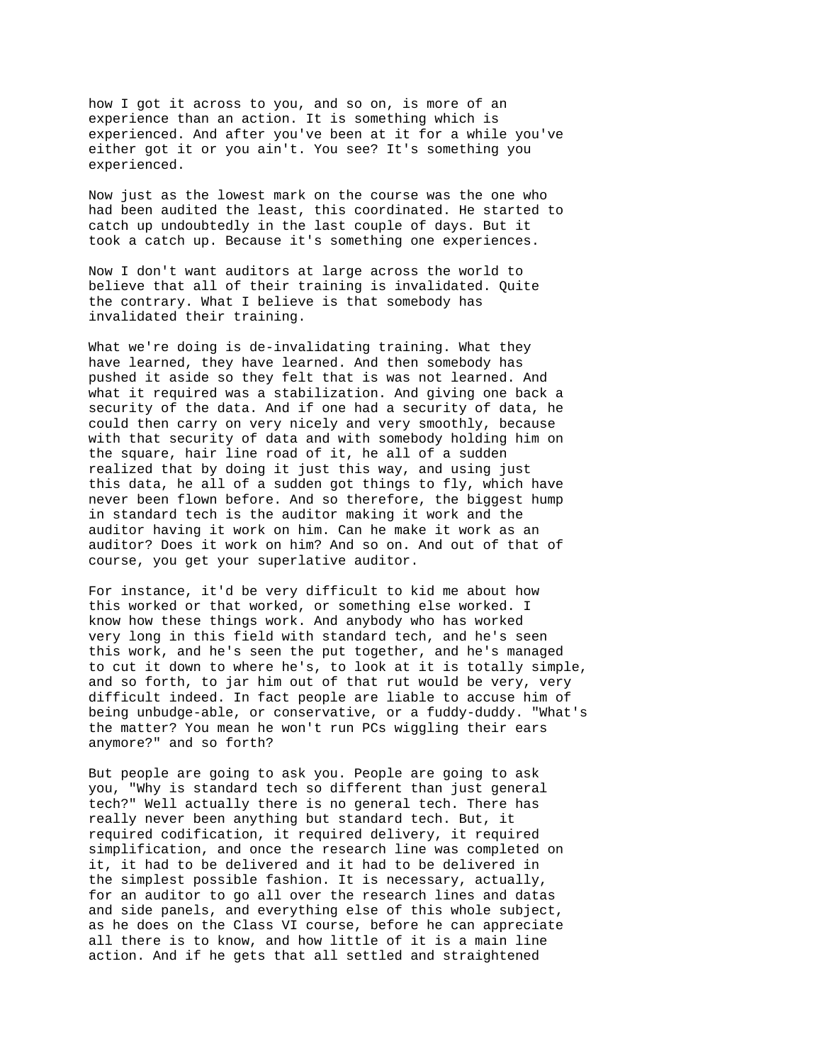how I got it across to you, and so on, is more of an experience than an action. It is something which is experienced. And after you've been at it for a while you've either got it or you ain't. You see? It's something you experienced.

Now just as the lowest mark on the course was the one who had been audited the least, this coordinated. He started to catch up undoubtedly in the last couple of days. But it took a catch up. Because it's something one experiences.

Now I don't want auditors at large across the world to believe that all of their training is invalidated. Quite the contrary. What I believe is that somebody has invalidated their training.

What we're doing is de-invalidating training. What they have learned, they have learned. And then somebody has pushed it aside so they felt that is was not learned. And what it required was a stabilization. And giving one back a security of the data. And if one had a security of data, he could then carry on very nicely and very smoothly, because with that security of data and with somebody holding him on the square, hair line road of it, he all of a sudden realized that by doing it just this way, and using just this data, he all of a sudden got things to fly, which have never been flown before. And so therefore, the biggest hump in standard tech is the auditor making it work and the auditor having it work on him. Can he make it work as an auditor? Does it work on him? And so on. And out of that of course, you get your superlative auditor.

For instance, it'd be very difficult to kid me about how this worked or that worked, or something else worked. I know how these things work. And anybody who has worked very long in this field with standard tech, and he's seen this work, and he's seen the put together, and he's managed to cut it down to where he's, to look at it is totally simple, and so forth, to jar him out of that rut would be very, very difficult indeed. In fact people are liable to accuse him of being unbudge-able, or conservative, or a fuddy-duddy. "What's the matter? You mean he won't run PCs wiggling their ears anymore?" and so forth?

But people are going to ask you. People are going to ask you, "Why is standard tech so different than just general tech?" Well actually there is no general tech. There has really never been anything but standard tech. But, it required codification, it required delivery, it required simplification, and once the research line was completed on it, it had to be delivered and it had to be delivered in the simplest possible fashion. It is necessary, actually, for an auditor to go all over the research lines and datas and side panels, and everything else of this whole subject, as he does on the Class VI course, before he can appreciate all there is to know, and how little of it is a main line action. And if he gets that all settled and straightened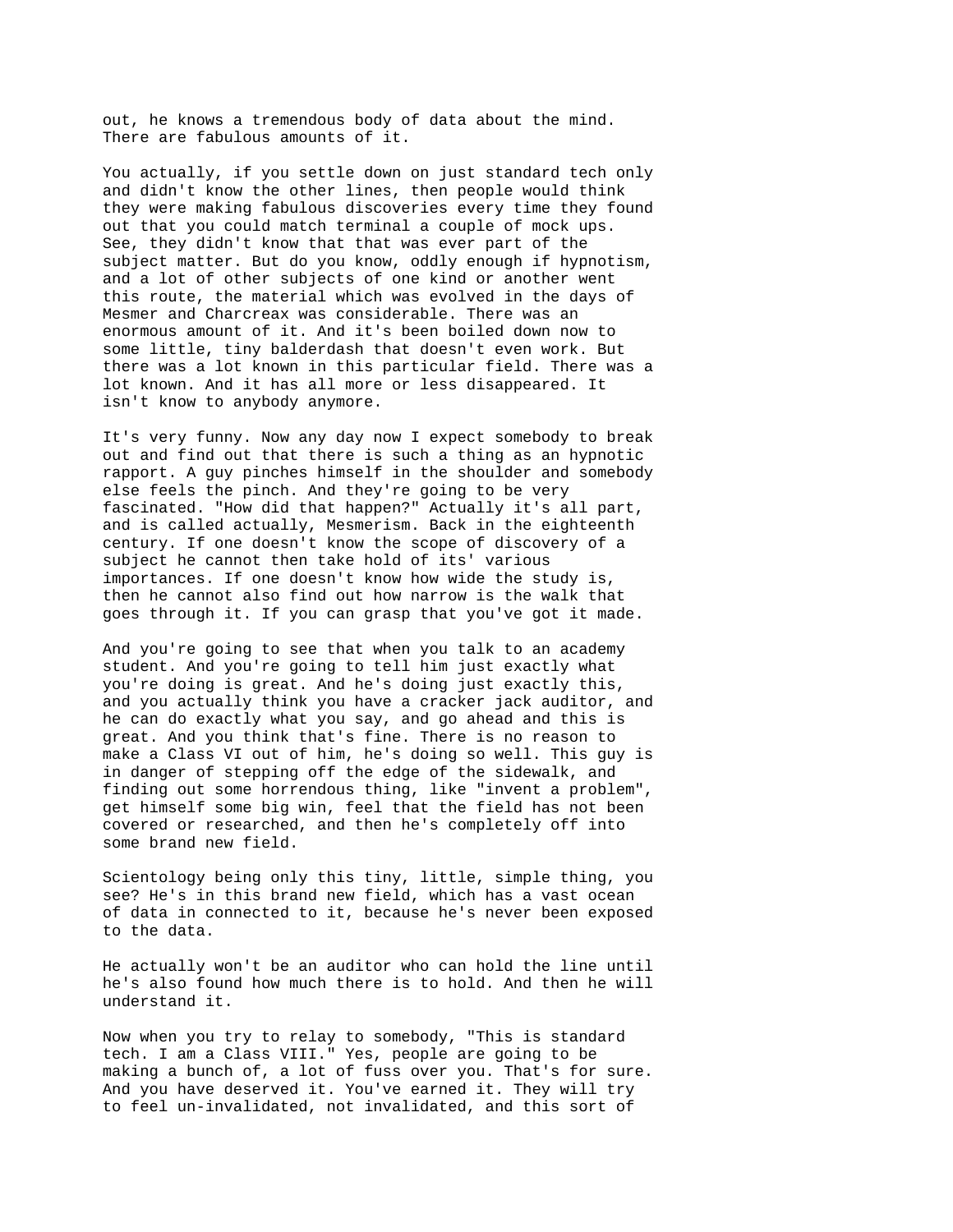out, he knows a tremendous body of data about the mind. There are fabulous amounts of it.

You actually, if you settle down on just standard tech only and didn't know the other lines, then people would think they were making fabulous discoveries every time they found out that you could match terminal a couple of mock ups. See, they didn't know that that was ever part of the subject matter. But do you know, oddly enough if hypnotism, and a lot of other subjects of one kind or another went this route, the material which was evolved in the days of Mesmer and Charcreax was considerable. There was an enormous amount of it. And it's been boiled down now to some little, tiny balderdash that doesn't even work. But there was a lot known in this particular field. There was a lot known. And it has all more or less disappeared. It isn't know to anybody anymore.

It's very funny. Now any day now I expect somebody to break out and find out that there is such a thing as an hypnotic rapport. A guy pinches himself in the shoulder and somebody else feels the pinch. And they're going to be very fascinated. "How did that happen?" Actually it's all part, and is called actually, Mesmerism. Back in the eighteenth century. If one doesn't know the scope of discovery of a subject he cannot then take hold of its' various importances. If one doesn't know how wide the study is, then he cannot also find out how narrow is the walk that goes through it. If you can grasp that you've got it made.

And you're going to see that when you talk to an academy student. And you're going to tell him just exactly what you're doing is great. And he's doing just exactly this, and you actually think you have a cracker jack auditor, and he can do exactly what you say, and go ahead and this is great. And you think that's fine. There is no reason to make a Class VI out of him, he's doing so well. This guy is in danger of stepping off the edge of the sidewalk, and finding out some horrendous thing, like "invent a problem", get himself some big win, feel that the field has not been covered or researched, and then he's completely off into some brand new field.

Scientology being only this tiny, little, simple thing, you see? He's in this brand new field, which has a vast ocean of data in connected to it, because he's never been exposed to the data.

He actually won't be an auditor who can hold the line until he's also found how much there is to hold. And then he will understand it.

Now when you try to relay to somebody, "This is standard tech. I am a Class VIII." Yes, people are going to be making a bunch of, a lot of fuss over you. That's for sure. And you have deserved it. You've earned it. They will try to feel un-invalidated, not invalidated, and this sort of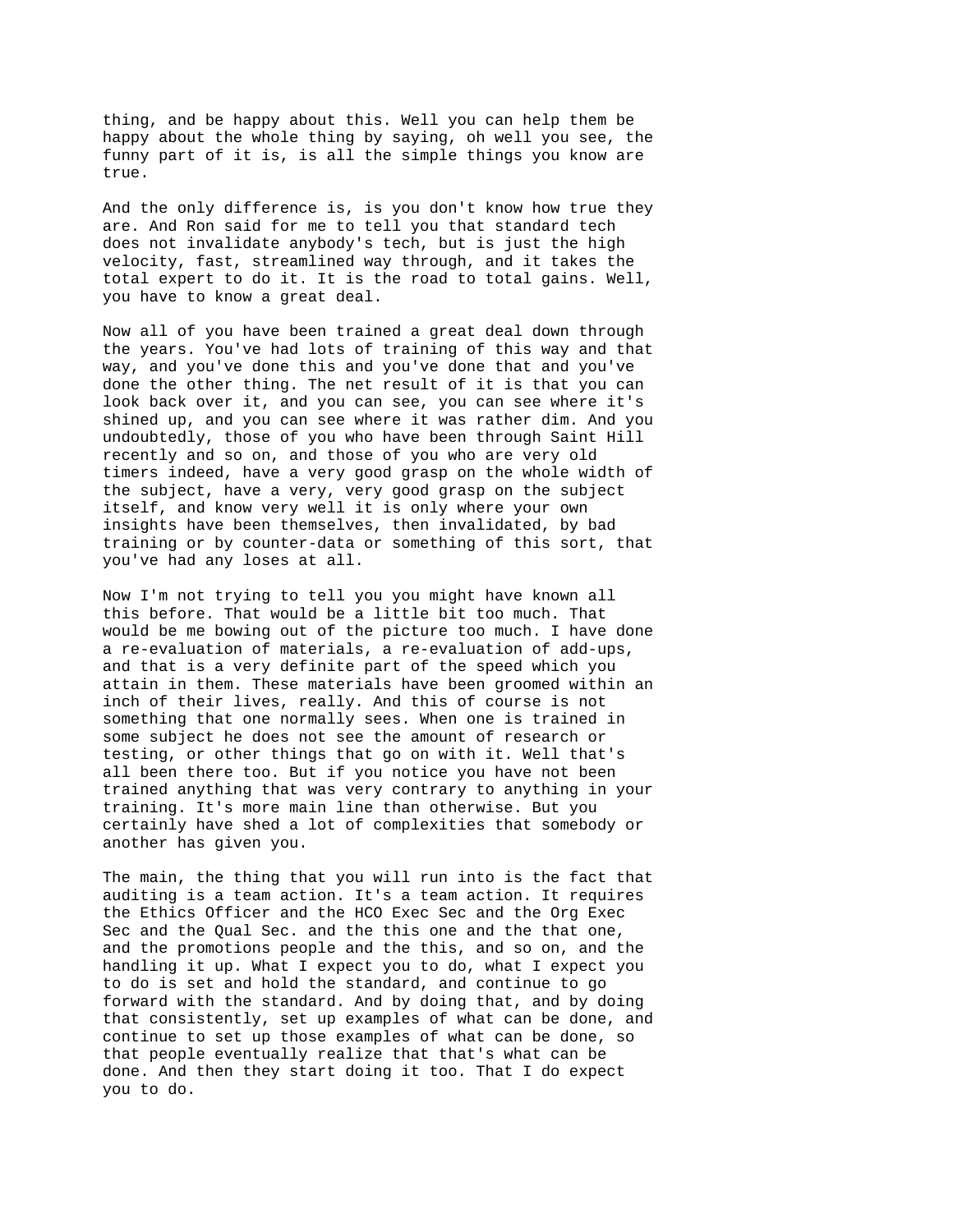thing, and be happy about this. Well you can help them be happy about the whole thing by saying, oh well you see, the funny part of it is, is all the simple things you know are true.

And the only difference is, is you don't know how true they are. And Ron said for me to tell you that standard tech does not invalidate anybody's tech, but is just the high velocity, fast, streamlined way through, and it takes the total expert to do it. It is the road to total gains. Well, you have to know a great deal.

Now all of you have been trained a great deal down through the years. You've had lots of training of this way and that way, and you've done this and you've done that and you've done the other thing. The net result of it is that you can look back over it, and you can see, you can see where it's shined up, and you can see where it was rather dim. And you undoubtedly, those of you who have been through Saint Hill recently and so on, and those of you who are very old timers indeed, have a very good grasp on the whole width of the subject, have a very, very good grasp on the subject itself, and know very well it is only where your own insights have been themselves, then invalidated, by bad training or by counter-data or something of this sort, that you've had any loses at all.

Now I'm not trying to tell you you might have known all this before. That would be a little bit too much. That would be me bowing out of the picture too much. I have done a re-evaluation of materials, a re-evaluation of add-ups, and that is a very definite part of the speed which you attain in them. These materials have been groomed within an inch of their lives, really. And this of course is not something that one normally sees. When one is trained in some subject he does not see the amount of research or testing, or other things that go on with it. Well that's all been there too. But if you notice you have not been trained anything that was very contrary to anything in your training. It's more main line than otherwise. But you certainly have shed a lot of complexities that somebody or another has given you.

The main, the thing that you will run into is the fact that auditing is a team action. It's a team action. It requires the Ethics Officer and the HCO Exec Sec and the Org Exec Sec and the Qual Sec. and the this one and the that one, and the promotions people and the this, and so on, and the handling it up. What I expect you to do, what I expect you to do is set and hold the standard, and continue to go forward with the standard. And by doing that, and by doing that consistently, set up examples of what can be done, and continue to set up those examples of what can be done, so that people eventually realize that that's what can be done. And then they start doing it too. That I do expect you to do.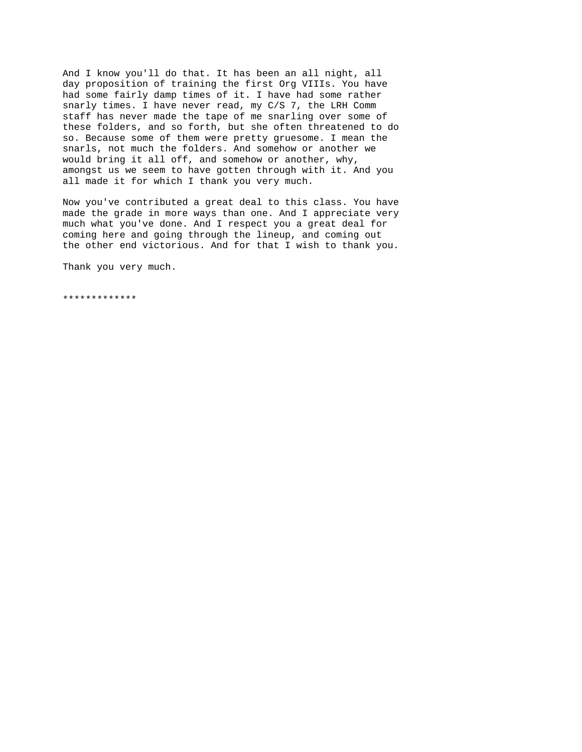And I know you'll do that. It has been an all night, all day proposition of training the first Org VIIIs. You have had some fairly damp times of it. I have had some rather snarly times. I have never read, my C/S 7, the LRH Comm staff has never made the tape of me snarling over some of these folders, and so forth, but she often threatened to do so. Because some of them were pretty gruesome. I mean the snarls, not much the folders. And somehow or another we would bring it all off, and somehow or another, why, amongst us we seem to have gotten through with it. And you all made it for which I thank you very much.

Now you've contributed a great deal to this class. You have made the grade in more ways than one. And I appreciate very much what you've done. And I respect you a great deal for coming here and going through the lineup, and coming out the other end victorious. And for that I wish to thank you.

Thank you very much.

*************